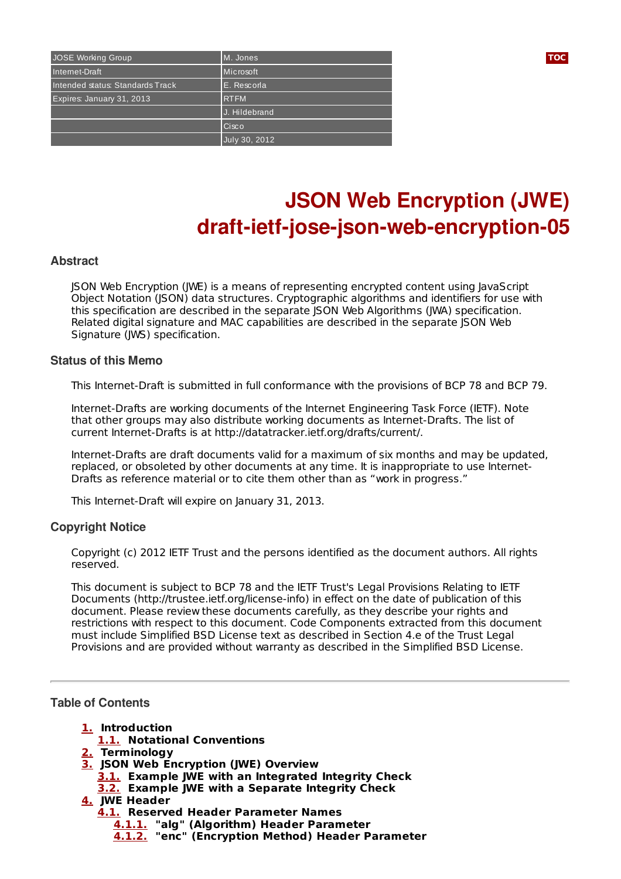| JOSE Working Group | M. Jones |
|---|---|
| Internet-Draft | Microsoft |
| Intended status: Standards Track | E. Rescorla |
| Expires: January 31, 2013 | RTFM |
| | J. Hildebrand |
| | Cisco |
| | July 30, 2012 |

# JSON Web Encryption (JWE)
# draft-ietf-jose-json-web-encryption-05

## Abstract

JSON Web Encryption (JWE) is a means of representing encrypted content using JavaScript Object Notation (JSON) data structures. Cryptographic algorithms and identifiers for use with this specification are described in the separate JSON Web Algorithms (JWA) specification. Related digital signature and MAC capabilities are described in the separate JSON Web Signature (JWS) specification.

## Status of this Memo

This Internet-Draft is submitted in full conformance with the provisions of BCP 78 and BCP 79.

Internet-Drafts are working documents of the Internet Engineering Task Force (IETF). Note that other groups may also distribute working documents as Internet-Drafts. The list of current Internet-Drafts is at http://datatracker.ietf.org/drafts/current/.

Internet-Drafts are draft documents valid for a maximum of six months and may be updated, replaced, or obsoleted by other documents at any time. It is inappropriate to use Internet-Drafts as reference material or to cite them other than as "work in progress."

This Internet-Draft will expire on January 31, 2013.

## Copyright Notice

Copyright (c) 2012 IETF Trust and the persons identified as the document authors. All rights reserved.

This document is subject to BCP 78 and the IETF Trust's Legal Provisions Relating to IETF Documents (http://trustee.ietf.org/license-info) in effect on the date of publication of this document. Please review these documents carefully, as they describe your rights and restrictions with respect to this document. Code Components extracted from this document must include Simplified BSD License text as described in Section 4.e of the Trust Legal Provisions and are provided without warranty as described in the Simplified BSD License.

---

## Table of Contents

- **1. Introduction**
  - **1.1. Notational Conventions**
- **2. Terminology**
- **3. JSON Web Encryption (JWE) Overview**
  - **3.1. Example JWE with an Integrated Integrity Check**
  - **3.2. Example JWE with a Separate Integrity Check**
- **4. JWE Header**
  - **4.1. Reserved Header Parameter Names**
    - **4.1.1. "alg" (Algorithm) Header Parameter**
    - **4.1.2. "enc" (Encryption Method) Header Parameter**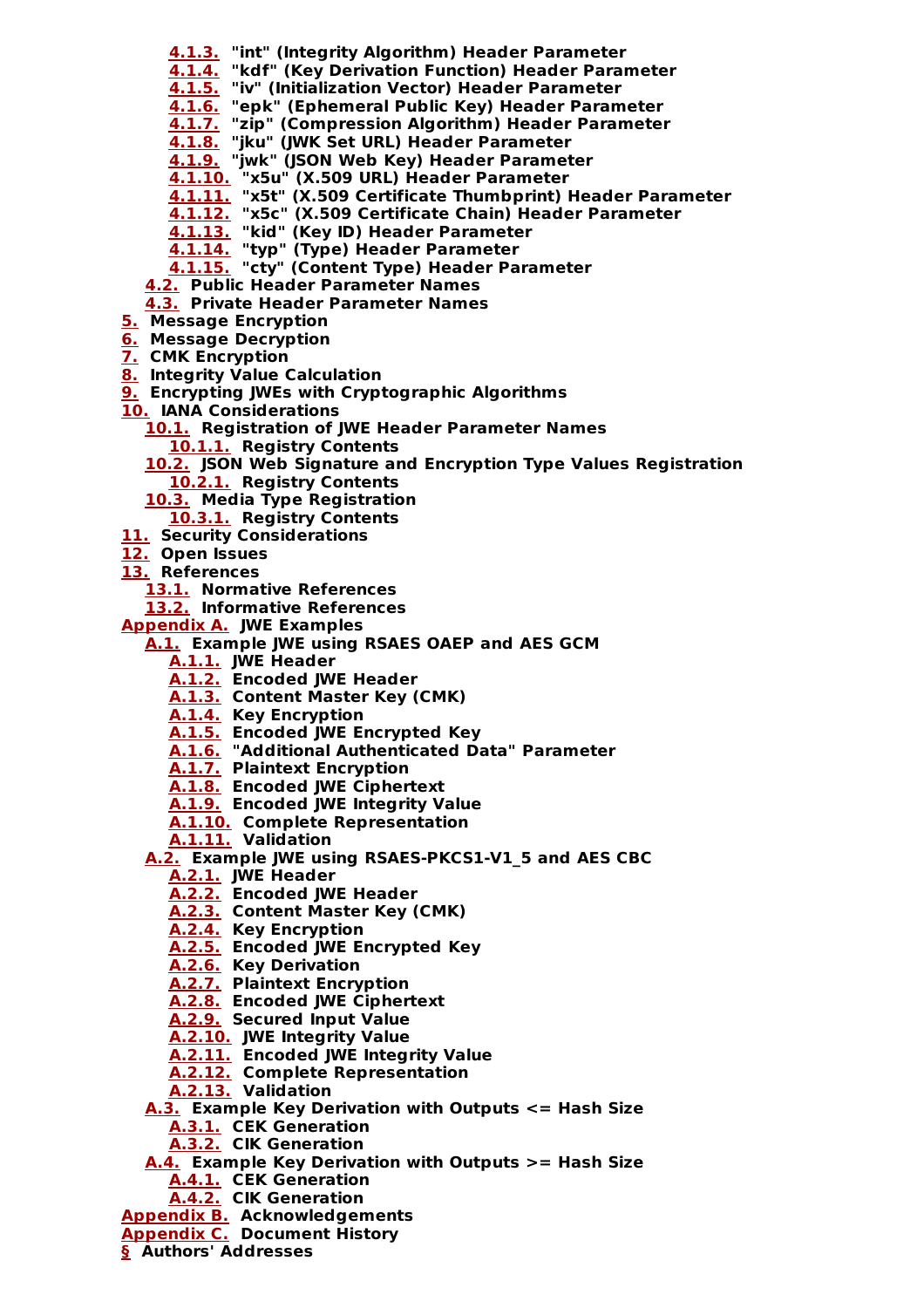- 4.1.3. "int" (Integrity Algorithm) Header Parameter
- 4.1.4. "kdf" (Key Derivation Function) Header Parameter
- 4.1.5. "iv" (Initialization Vector) Header Parameter
- 4.1.6. "epk" (Ephemeral Public Key) Header Parameter
- 4.1.7. "zip" (Compression Algorithm) Header Parameter
- 4.1.8. "jku" (JWK Set URL) Header Parameter
- 4.1.9. "jwk" (JSON Web Key) Header Parameter
- 4.1.10. "x5u" (X.509 URL) Header Parameter
- 4.1.11. "x5t" (X.509 Certificate Thumbprint) Header Parameter
- 4.1.12. "x5c" (X.509 Certificate Chain) Header Parameter
- 4.1.13. "kid" (Key ID) Header Parameter
- 4.1.14. "typ" (Type) Header Parameter
- 4.1.15. "cty" (Content Type) Header Parameter
- 4.2. Public Header Parameter Names
- 4.3. Private Header Parameter Names
- 5. Message Encryption
- 6. Message Decryption
- 7. CMK Encryption
- 8. Integrity Value Calculation
- 9. Encrypting JWEs with Cryptographic Algorithms
- 10. IANA Considerations
  - 10.1. Registration of JWE Header Parameter Names
    - 10.1.1. Registry Contents
  - 10.2. JSON Web Signature and Encryption Type Values Registration
    - 10.2.1. Registry Contents
  - 10.3. Media Type Registration
    - 10.3.1. Registry Contents
- 11. Security Considerations
- 12. Open Issues
- 13. References
  - 13.1. Normative References
  - 13.2. Informative References
- Appendix A. JWE Examples
  - A.1. Example JWE using RSAES OAEP and AES GCM
    - A.1.1. JWE Header
    - A.1.2. Encoded JWE Header
    - A.1.3. Content Master Key (CMK)
    - A.1.4. Key Encryption
    - A.1.5. Encoded JWE Encrypted Key
    - A.1.6. "Additional Authenticated Data" Parameter
    - A.1.7. Plaintext Encryption
    - A.1.8. Encoded JWE Ciphertext
    - A.1.9. Encoded JWE Integrity Value
    - A.1.10. Complete Representation
    - A.1.11. Validation
  - A.2. Example JWE using RSAES-PKCS1-V1_5 and AES CBC
    - A.2.1. JWE Header
    - A.2.2. Encoded JWE Header
    - A.2.3. Content Master Key (CMK)
    - A.2.4. Key Encryption
    - A.2.5. Encoded JWE Encrypted Key
    - A.2.6. Key Derivation
    - A.2.7. Plaintext Encryption
    - A.2.8. Encoded JWE Ciphertext
    - A.2.9. Secured Input Value
    - A.2.10. JWE Integrity Value
    - A.2.11. Encoded JWE Integrity Value
    - A.2.12. Complete Representation
    - A.2.13. Validation
  - A.3. Example Key Derivation with Outputs <= Hash Size
    - A.3.1. CEK Generation
    - A.3.2. CIK Generation
  - A.4. Example Key Derivation with Outputs >= Hash Size
    - A.4.1. CEK Generation
    - A.4.2. CIK Generation
- Appendix B. Acknowledgements
- Appendix C. Document History
- § Authors' Addresses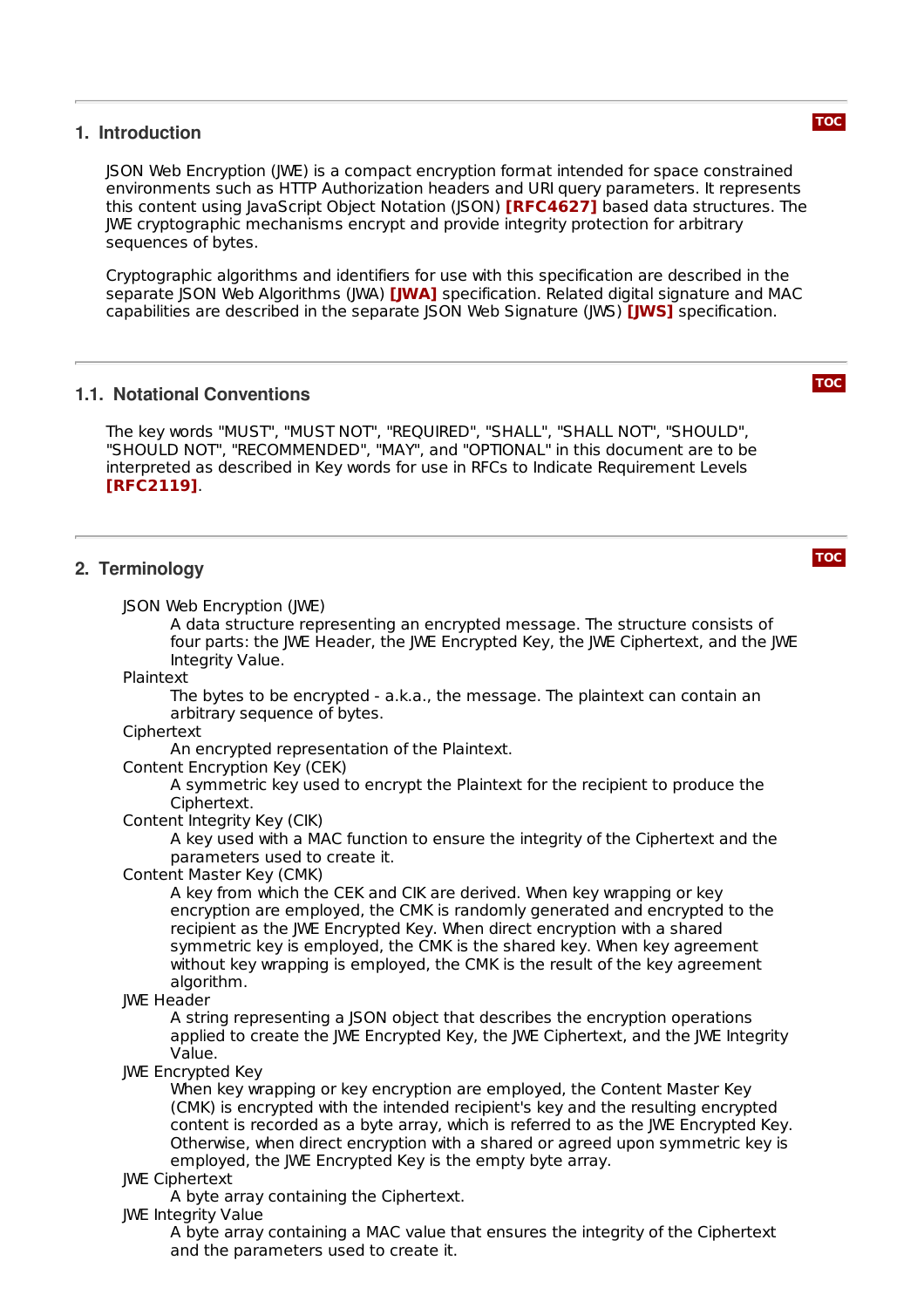## 1. Introduction

JSON Web Encryption (JWE) is a compact encryption format intended for space constrained environments such as HTTP Authorization headers and URI query parameters. It represents this content using JavaScript Object Notation (JSON) **[RFC4627]** based data structures. The JWE cryptographic mechanisms encrypt and provide integrity protection for arbitrary sequences of bytes.

Cryptographic algorithms and identifiers for use with this specification are described in the separate JSON Web Algorithms (JWA) **[JWA]** specification. Related digital signature and MAC capabilities are described in the separate JSON Web Signature (JWS) **[JWS]** specification.

### 1.1. Notational Conventions

The key words "MUST", "MUST NOT", "REQUIRED", "SHALL", "SHALL NOT", "SHOULD", "SHOULD NOT", "RECOMMENDED", "MAY", and "OPTIONAL" in this document are to be interpreted as described in Key words for use in RFCs to Indicate Requirement Levels **[RFC2119]**.

## 2. Terminology

JSON Web Encryption (JWE)
: A data structure representing an encrypted message. The structure consists of four parts: the JWE Header, the JWE Encrypted Key, the JWE Ciphertext, and the JWE Integrity Value.

Plaintext
: The bytes to be encrypted - a.k.a., the message. The plaintext can contain an arbitrary sequence of bytes.

Ciphertext
: An encrypted representation of the Plaintext.

Content Encryption Key (CEK)
: A symmetric key used to encrypt the Plaintext for the recipient to produce the Ciphertext.

Content Integrity Key (CIK)
: A key used with a MAC function to ensure the integrity of the Ciphertext and the parameters used to create it.

Content Master Key (CMK)
: A key from which the CEK and CIK are derived. When key wrapping or key encryption are employed, the CMK is randomly generated and encrypted to the recipient as the JWE Encrypted Key. When direct encryption with a shared symmetric key is employed, the CMK is the shared key. When key agreement without key wrapping is employed, the CMK is the result of the key agreement algorithm.

JWE Header
: A string representing a JSON object that describes the encryption operations applied to create the JWE Encrypted Key, the JWE Ciphertext, and the JWE Integrity Value.

JWE Encrypted Key
: When key wrapping or key encryption are employed, the Content Master Key (CMK) is encrypted with the intended recipient's key and the resulting encrypted content is recorded as a byte array, which is referred to as the JWE Encrypted Key. Otherwise, when direct encryption with a shared or agreed upon symmetric key is employed, the JWE Encrypted Key is the empty byte array.

JWE Ciphertext
: A byte array containing the Ciphertext.

JWE Integrity Value
: A byte array containing a MAC value that ensures the integrity of the Ciphertext and the parameters used to create it.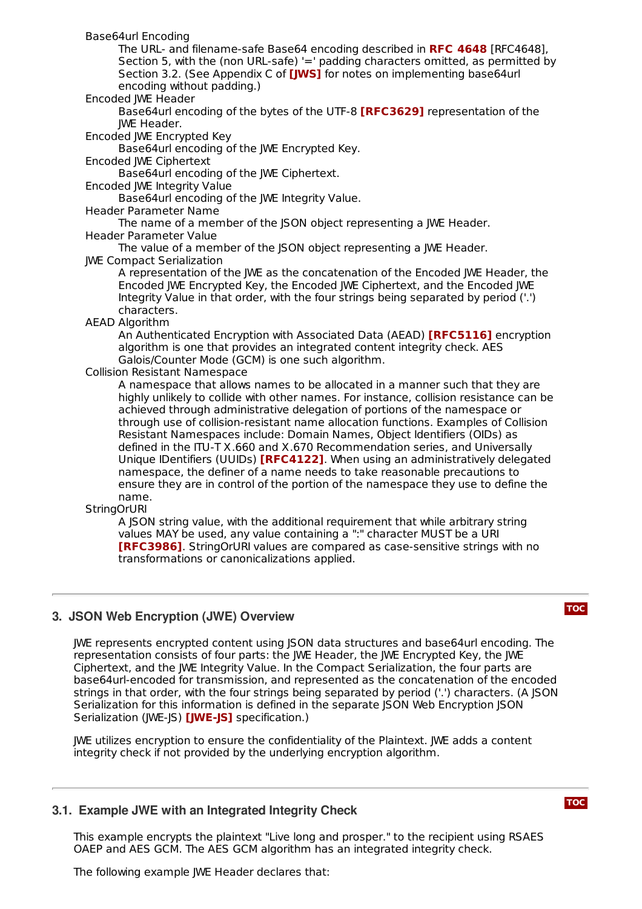Base64url Encoding
: The URL- and filename-safe Base64 encoding described in **RFC 4648** [RFC4648], Section 5, with the (non URL-safe) '=' padding characters omitted, as permitted by Section 3.2. (See Appendix C of **[JWS]** for notes on implementing base64url encoding without padding.)

Encoded JWE Header
: Base64url encoding of the bytes of the UTF-8 **[RFC3629]** representation of the JWE Header.

Encoded JWE Encrypted Key
: Base64url encoding of the JWE Encrypted Key.

Encoded JWE Ciphertext
: Base64url encoding of the JWE Ciphertext.

Encoded JWE Integrity Value
: Base64url encoding of the JWE Integrity Value.

Header Parameter Name
: The name of a member of the JSON object representing a JWE Header.

Header Parameter Value
: The value of a member of the JSON object representing a JWE Header.

JWE Compact Serialization
: A representation of the JWE as the concatenation of the Encoded JWE Header, the Encoded JWE Encrypted Key, the Encoded JWE Ciphertext, and the Encoded JWE Integrity Value in that order, with the four strings being separated by period ('.') characters.

AEAD Algorithm
: An Authenticated Encryption with Associated Data (AEAD) **[RFC5116]** encryption algorithm is one that provides an integrated content integrity check. AES Galois/Counter Mode (GCM) is one such algorithm.

Collision Resistant Namespace
: A namespace that allows names to be allocated in a manner such that they are highly unlikely to collide with other names. For instance, collision resistance can be achieved through administrative delegation of portions of the namespace or through use of collision-resistant name allocation functions. Examples of Collision Resistant Namespaces include: Domain Names, Object Identifiers (OIDs) as defined in the ITU-T X.660 and X.670 Recommendation series, and Universally Unique IDentifiers (UUIDs) **[RFC4122]**. When using an administratively delegated namespace, the definer of a name needs to take reasonable precautions to ensure they are in control of the portion of the namespace they use to define the name.

StringOrURI
: A JSON string value, with the additional requirement that while arbitrary string values MAY be used, any value containing a ":" character MUST be a URI **[RFC3986]**. StringOrURI values are compared as case-sensitive strings with no transformations or canonicalizations applied.

## 3. JSON Web Encryption (JWE) Overview

JWE represents encrypted content using JSON data structures and base64url encoding. The representation consists of four parts: the JWE Header, the JWE Encrypted Key, the JWE Ciphertext, and the JWE Integrity Value. In the Compact Serialization, the four parts are base64url-encoded for transmission, and represented as the concatenation of the encoded strings in that order, with the four strings being separated by period ('.') characters. (A JSON Serialization for this information is defined in the separate JSON Web Encryption JSON Serialization (JWE-JS) **[JWE-JS]** specification.)

JWE utilizes encryption to ensure the confidentiality of the Plaintext. JWE adds a content integrity check if not provided by the underlying encryption algorithm.

### 3.1. Example JWE with an Integrated Integrity Check

This example encrypts the plaintext "Live long and prosper." to the recipient using RSAES OAEP and AES GCM. The AES GCM algorithm has an integrated integrity check.

The following example JWE Header declares that: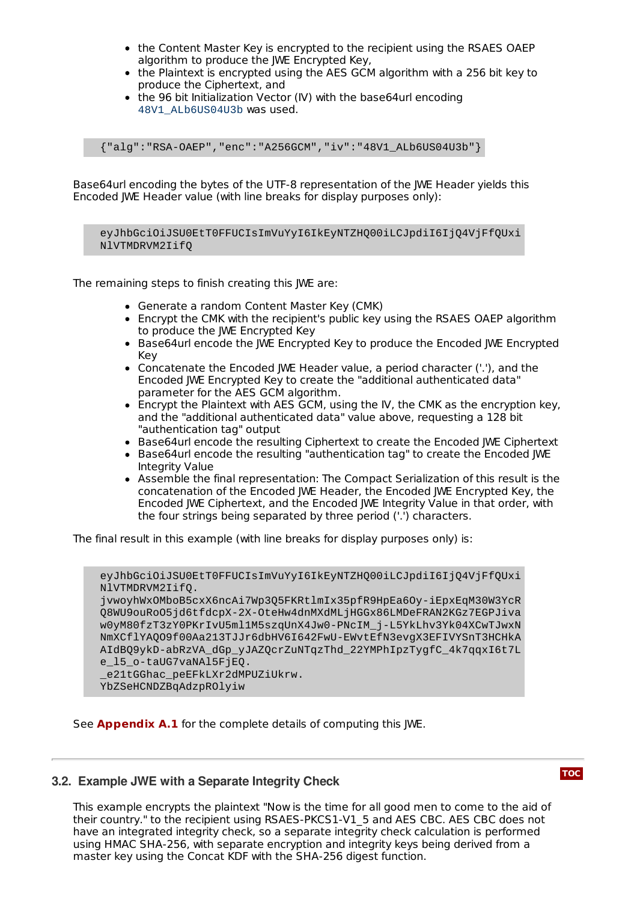- the Content Master Key is encrypted to the recipient using the RSAES OAEP algorithm to produce the JWE Encrypted Key,
- the Plaintext is encrypted using the AES GCM algorithm with a 256 bit key to produce the Ciphertext, and
- the 96 bit Initialization Vector (IV) with the base64url encoding `48V1_ALb6US04U3b` was used.

```
{"alg":"RSA-OAEP","enc":"A256GCM","iv":"48V1_ALb6US04U3b"}
```

Base64url encoding the bytes of the UTF-8 representation of the JWE Header yields this Encoded JWE Header value (with line breaks for display purposes only):

```
eyJhbGciOiJSU0EtT0FFUCIsImVuYyI6IkEyNTZHQ00iLCJpdiI6IjQ4VjFfQUxi
NlVTMDRVM2IifQ
```

The remaining steps to finish creating this JWE are:

- Generate a random Content Master Key (CMK)
- Encrypt the CMK with the recipient's public key using the RSAES OAEP algorithm to produce the JWE Encrypted Key
- Base64url encode the JWE Encrypted Key to produce the Encoded JWE Encrypted Key
- Concatenate the Encoded JWE Header value, a period character ('.'), and the Encoded JWE Encrypted Key to create the "additional authenticated data" parameter for the AES GCM algorithm.
- Encrypt the Plaintext with AES GCM, using the IV, the CMK as the encryption key, and the "additional authenticated data" value above, requesting a 128 bit "authentication tag" output
- Base64url encode the resulting Ciphertext to create the Encoded JWE Ciphertext
- Base64url encode the resulting "authentication tag" to create the Encoded JWE Integrity Value
- Assemble the final representation: The Compact Serialization of this result is the concatenation of the Encoded JWE Header, the Encoded JWE Encrypted Key, the Encoded JWE Ciphertext, and the Encoded JWE Integrity Value in that order, with the four strings being separated by three period ('.') characters.

The final result in this example (with line breaks for display purposes only) is:

```
eyJhbGciOiJSU0EtT0FFUCIsImVuYyI6IkEyNTZHQ00iLCJpdiI6IjQ4VjFfQUxi
NlVTMDRVM2IifQ.
jvwoyhWxOMboB5cxX6ncAi7Wp3Q5FKRtlmIx35pfR9HpEa6Oy-iEpxEqM30W3YcR
Q8WU9ouRoO5jd6tfdcpX-2X-OteHw4dnMXdMLjHGGx86LMDeFRAN2KGz7EGPJiva
w0yM80fzT3zY0PKrIvU5ml1M5szqUnX4Jw0-PNcIM_j-L5YkLhv3Yk04XCwTJwxN
NmXCflYAQO9f00Aa213TJJr6dbHV6I642FwU-EWvtEfN3evgX3EFIVYSnT3HCHkA
AIdBQ9ykD-abRzVA_dGp_yJAZQcrZuNTqzThd_22YMPhIpzTygfC_4k7qqxI6t7L
e_l5_o-taUG7vaNAl5FjEQ.
_e21tGGhac_peEFkLXr2dMPUZiUkrw.
YbZSeHCNDZBqAdzpROlyiw
```

See **Appendix A.1** for the complete details of computing this JWE.

### 3.2. Example JWE with a Separate Integrity Check

This example encrypts the plaintext "Now is the time for all good men to come to the aid of their country." to the recipient using RSAES-PKCS1-V1_5 and AES CBC. AES CBC does not have an integrated integrity check, so a separate integrity check calculation is performed using HMAC SHA-256, with separate encryption and integrity keys being derived from a master key using the Concat KDF with the SHA-256 digest function.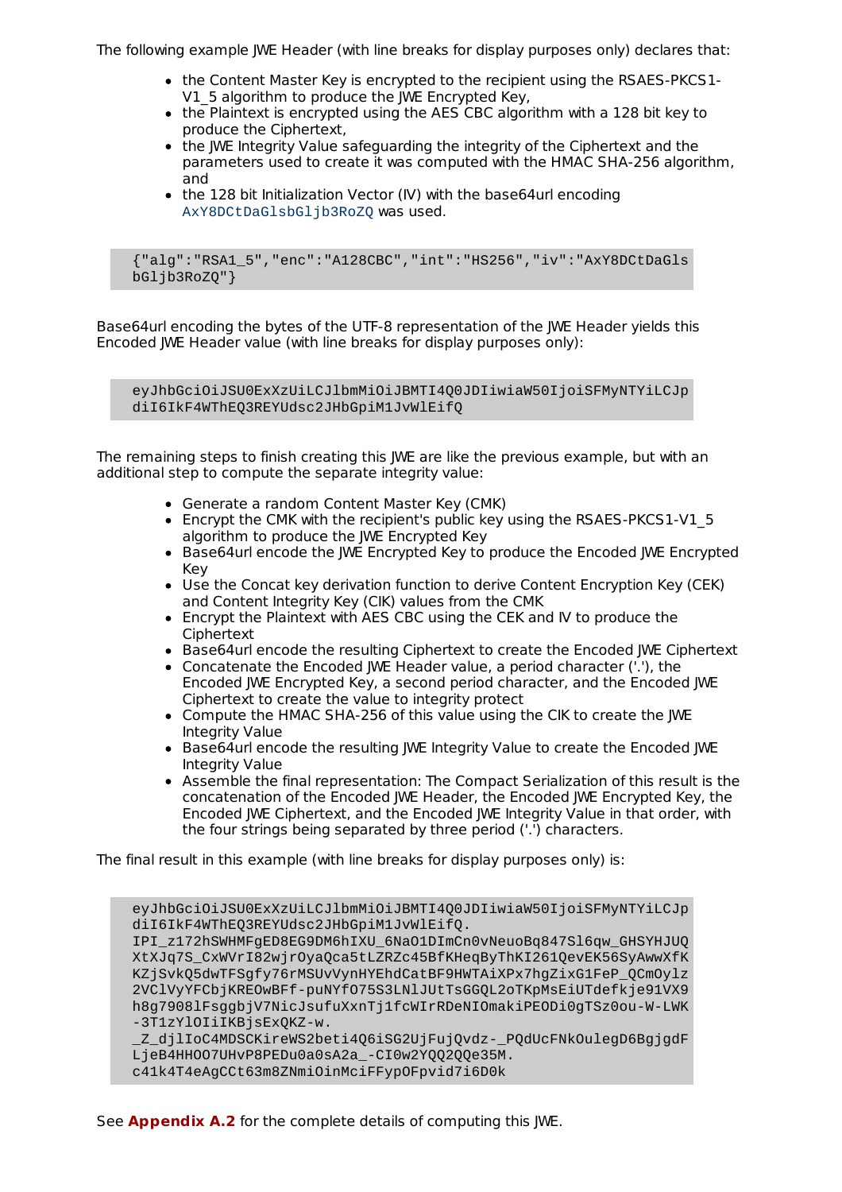The following example JWE Header (with line breaks for display purposes only) declares that:

- the Content Master Key is encrypted to the recipient using the RSAES-PKCS1-V1_5 algorithm to produce the JWE Encrypted Key,
- the Plaintext is encrypted using the AES CBC algorithm with a 128 bit key to produce the Ciphertext,
- the JWE Integrity Value safeguarding the integrity of the Ciphertext and the parameters used to create it was computed with the HMAC SHA-256 algorithm, and
- the 128 bit Initialization Vector (IV) with the base64url encoding `AxY8DCtDaGlsbGljb3RoZQ` was used.

```
{"alg":"RSA1_5","enc":"A128CBC","int":"HS256","iv":"AxY8DCtDaGls
bGljb3RoZQ"}
```

Base64url encoding the bytes of the UTF-8 representation of the JWE Header yields this Encoded JWE Header value (with line breaks for display purposes only):

```
eyJhbGciOiJSU0ExXzUiLCJlbmMiOiJBMTI4Q0JDIiwiaW50IjoiSFMyNTYiLCJp
diI6IkF4WThEQ3REYUdsc2JHbGpiM1JvWlEifQ
```

The remaining steps to finish creating this JWE are like the previous example, but with an additional step to compute the separate integrity value:

- Generate a random Content Master Key (CMK)
- Encrypt the CMK with the recipient's public key using the RSAES-PKCS1-V1_5 algorithm to produce the JWE Encrypted Key
- Base64url encode the JWE Encrypted Key to produce the Encoded JWE Encrypted Key
- Use the Concat key derivation function to derive Content Encryption Key (CEK) and Content Integrity Key (CIK) values from the CMK
- Encrypt the Plaintext with AES CBC using the CEK and IV to produce the Ciphertext
- Base64url encode the resulting Ciphertext to create the Encoded JWE Ciphertext
- Concatenate the Encoded JWE Header value, a period character ('.'), the Encoded JWE Encrypted Key, a second period character, and the Encoded JWE Ciphertext to create the value to integrity protect
- Compute the HMAC SHA-256 of this value using the CIK to create the JWE Integrity Value
- Base64url encode the resulting JWE Integrity Value to create the Encoded JWE Integrity Value
- Assemble the final representation: The Compact Serialization of this result is the concatenation of the Encoded JWE Header, the Encoded JWE Encrypted Key, the Encoded JWE Ciphertext, and the Encoded JWE Integrity Value in that order, with the four strings being separated by three period ('.') characters.

The final result in this example (with line breaks for display purposes only) is:

```
eyJhbGciOiJSU0ExXzUiLCJlbmMiOiJBMTI4Q0JDIiwiaW50IjoiSFMyNTYiLCJp
diI6IkF4WThEQ3REYUdsc2JHbGpiM1JvWlEifQ.
IPI_z172hSWHMFgED8EG9DM6hIXU_6NaO1DImCn0vNeuoBq847Sl6qw_GHSYHJUQ
XtXJq7S_CxWVrI82wjrOyaQca5tLZRZc45BfKHeqByThKI261QevEK56SyAwwXfK
KZjSvkQ5dwTFSgfy76rMSUvVynHYEhdCatBF9HWTAiXPx7hgZixG1FeP_QCmOylz
2VClVyYFCbjKREOwBFf-puNYfO75S3LNlJUtTsGGQL2oTKpMsEiUTdefkje91VX9
h8g7908lFsggbjV7NicJsufuXxnTj1fcWIrRDeNIOmakiPEODi0gTSz0ou-W-LWK
-3T1zYlOIiIKBjsExQKZ-w.
_Z_djlIoC4MDSCKireWS2beti4Q6iSG2UjFujQvdz-_PQdUcFNkOulegD6BgjgdF
LjeB4HHOO7UHvP8PEDu0a0sA2a_-CI0w2YQQ2QQe35M.
c41k4T4eAgCCt63m8ZNmiOinMciFFypOFpvid7i6D0k
```

See **Appendix A.2** for the complete details of computing this JWE.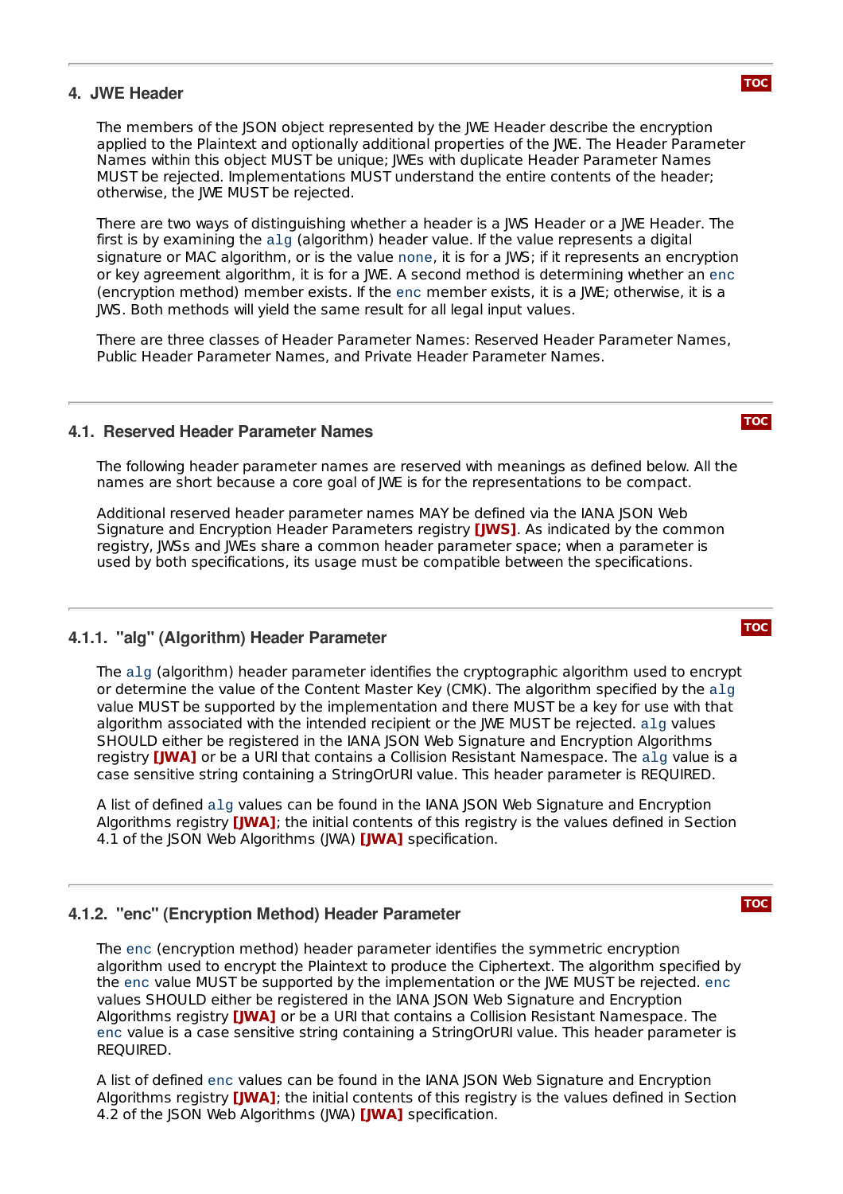## 4. JWE Header

The members of the JSON object represented by the JWE Header describe the encryption applied to the Plaintext and optionally additional properties of the JWE. The Header Parameter Names within this object MUST be unique; JWEs with duplicate Header Parameter Names MUST be rejected. Implementations MUST understand the entire contents of the header; otherwise, the JWE MUST be rejected.

There are two ways of distinguishing whether a header is a JWS Header or a JWE Header. The first is by examining the `alg` (algorithm) header value. If the value represents a digital signature or MAC algorithm, or is the value `none`, it is for a JWS; if it represents an encryption or key agreement algorithm, it is for a JWE. A second method is determining whether an `enc` (encryption method) member exists. If the `enc` member exists, it is a JWE; otherwise, it is a JWS. Both methods will yield the same result for all legal input values.

There are three classes of Header Parameter Names: Reserved Header Parameter Names, Public Header Parameter Names, and Private Header Parameter Names.

### 4.1. Reserved Header Parameter Names

The following header parameter names are reserved with meanings as defined below. All the names are short because a core goal of JWE is for the representations to be compact.

Additional reserved header parameter names MAY be defined via the IANA JSON Web Signature and Encryption Header Parameters registry **[JWS]**. As indicated by the common registry, JWSs and JWEs share a common header parameter space; when a parameter is used by both specifications, its usage must be compatible between the specifications.

#### 4.1.1. "alg" (Algorithm) Header Parameter

The `alg` (algorithm) header parameter identifies the cryptographic algorithm used to encrypt or determine the value of the Content Master Key (CMK). The algorithm specified by the `alg` value MUST be supported by the implementation and there MUST be a key for use with that algorithm associated with the intended recipient or the JWE MUST be rejected. `alg` values SHOULD either be registered in the IANA JSON Web Signature and Encryption Algorithms registry **[JWA]** or be a URI that contains a Collision Resistant Namespace. The `alg` value is a case sensitive string containing a StringOrURI value. This header parameter is REQUIRED.

A list of defined `alg` values can be found in the IANA JSON Web Signature and Encryption Algorithms registry **[JWA]**; the initial contents of this registry is the values defined in Section 4.1 of the JSON Web Algorithms (JWA) **[JWA]** specification.

#### 4.1.2. "enc" (Encryption Method) Header Parameter

The `enc` (encryption method) header parameter identifies the symmetric encryption algorithm used to encrypt the Plaintext to produce the Ciphertext. The algorithm specified by the `enc` value MUST be supported by the implementation or the JWE MUST be rejected. `enc` values SHOULD either be registered in the IANA JSON Web Signature and Encryption Algorithms registry **[JWA]** or be a URI that contains a Collision Resistant Namespace. The `enc` value is a case sensitive string containing a StringOrURI value. This header parameter is REQUIRED.

A list of defined `enc` values can be found in the IANA JSON Web Signature and Encryption Algorithms registry **[JWA]**; the initial contents of this registry is the values defined in Section 4.2 of the JSON Web Algorithms (JWA) **[JWA]** specification.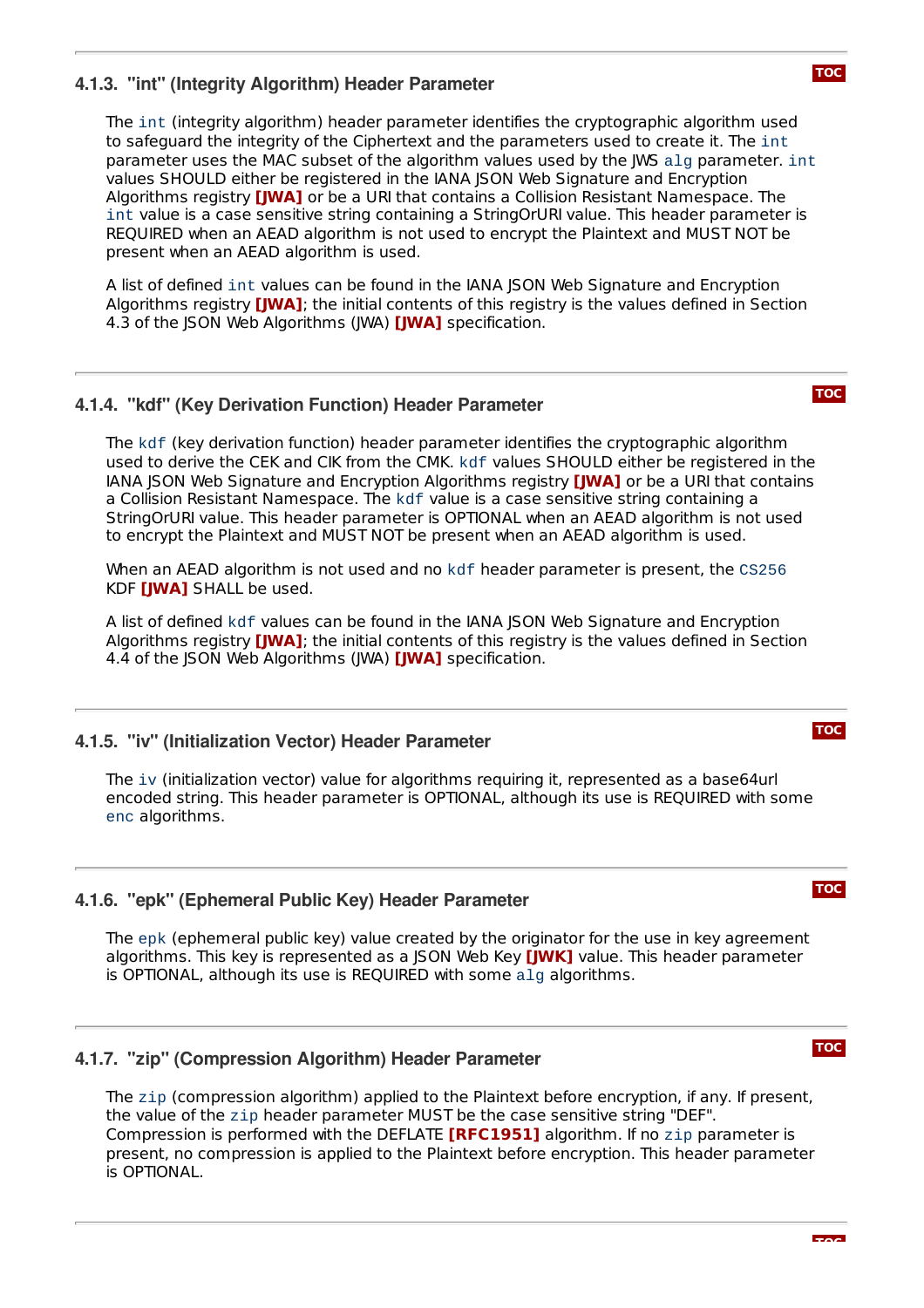#### 4.1.3. "int" (Integrity Algorithm) Header Parameter

The `int` (integrity algorithm) header parameter identifies the cryptographic algorithm used to safeguard the integrity of the Ciphertext and the parameters used to create it. The `int` parameter uses the MAC subset of the algorithm values used by the JWS `alg` parameter. `int` values SHOULD either be registered in the IANA JSON Web Signature and Encryption Algorithms registry **[JWA]** or be a URI that contains a Collision Resistant Namespace. The `int` value is a case sensitive string containing a StringOrURI value. This header parameter is REQUIRED when an AEAD algorithm is not used to encrypt the Plaintext and MUST NOT be present when an AEAD algorithm is used.

A list of defined `int` values can be found in the IANA JSON Web Signature and Encryption Algorithms registry **[JWA]**; the initial contents of this registry is the values defined in Section 4.3 of the JSON Web Algorithms (JWA) **[JWA]** specification.

#### 4.1.4. "kdf" (Key Derivation Function) Header Parameter

The `kdf` (key derivation function) header parameter identifies the cryptographic algorithm used to derive the CEK and CIK from the CMK. `kdf` values SHOULD either be registered in the IANA JSON Web Signature and Encryption Algorithms registry **[JWA]** or be a URI that contains a Collision Resistant Namespace. The `kdf` value is a case sensitive string containing a StringOrURI value. This header parameter is OPTIONAL when an AEAD algorithm is not used to encrypt the Plaintext and MUST NOT be present when an AEAD algorithm is used.

When an AEAD algorithm is not used and no `kdf` header parameter is present, the `CS256` KDF **[JWA]** SHALL be used.

A list of defined `kdf` values can be found in the IANA JSON Web Signature and Encryption Algorithms registry **[JWA]**; the initial contents of this registry is the values defined in Section 4.4 of the JSON Web Algorithms (JWA) **[JWA]** specification.

#### 4.1.5. "iv" (Initialization Vector) Header Parameter

The `iv` (initialization vector) value for algorithms requiring it, represented as a base64url encoded string. This header parameter is OPTIONAL, although its use is REQUIRED with some `enc` algorithms.

#### 4.1.6. "epk" (Ephemeral Public Key) Header Parameter

The `epk` (ephemeral public key) value created by the originator for the use in key agreement algorithms. This key is represented as a JSON Web Key **[JWK]** value. This header parameter is OPTIONAL, although its use is REQUIRED with some `alg` algorithms.

#### 4.1.7. "zip" (Compression Algorithm) Header Parameter

The `zip` (compression algorithm) applied to the Plaintext before encryption, if any. If present, the value of the `zip` header parameter MUST be the case sensitive string "DEF". Compression is performed with the DEFLATE **[RFC1951]** algorithm. If no `zip` parameter is present, no compression is applied to the Plaintext before encryption. This header parameter is OPTIONAL.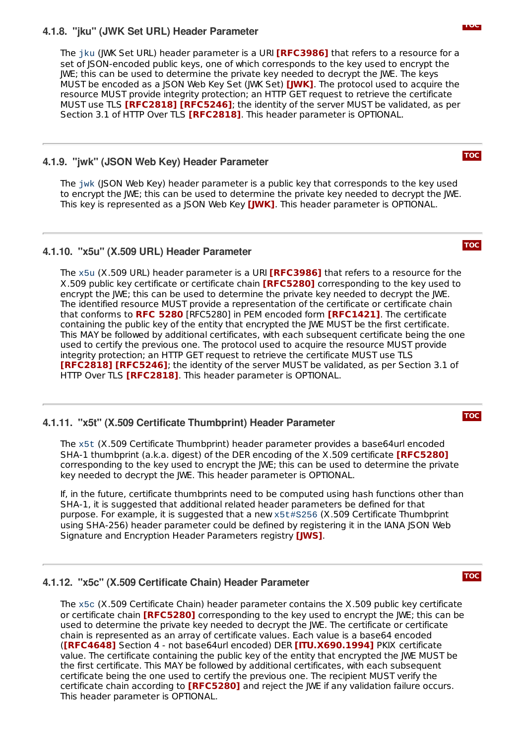### 4.1.8. "jku" (JWK Set URL) Header Parameter

The `jku` (JWK Set URL) header parameter is a URI **[RFC3986]** that refers to a resource for a set of JSON-encoded public keys, one of which corresponds to the key used to encrypt the JWE; this can be used to determine the private key needed to decrypt the JWE. The keys MUST be encoded as a JSON Web Key Set (JWK Set) **[JWK]**. The protocol used to acquire the resource MUST provide integrity protection; an HTTP GET request to retrieve the certificate MUST use TLS **[RFC2818] [RFC5246]**; the identity of the server MUST be validated, as per Section 3.1 of HTTP Over TLS **[RFC2818]**. This header parameter is OPTIONAL.

### 4.1.9. "jwk" (JSON Web Key) Header Parameter

The `jwk` (JSON Web Key) header parameter is a public key that corresponds to the key used to encrypt the JWE; this can be used to determine the private key needed to decrypt the JWE. This key is represented as a JSON Web Key **[JWK]**. This header parameter is OPTIONAL.

### 4.1.10. "x5u" (X.509 URL) Header Parameter

The `x5u` (X.509 URL) header parameter is a URI **[RFC3986]** that refers to a resource for the X.509 public key certificate or certificate chain **[RFC5280]** corresponding to the key used to encrypt the JWE; this can be used to determine the private key needed to decrypt the JWE. The identified resource MUST provide a representation of the certificate or certificate chain that conforms to **RFC 5280** [RFC5280] in PEM encoded form **[RFC1421]**. The certificate containing the public key of the entity that encrypted the JWE MUST be the first certificate. This MAY be followed by additional certificates, with each subsequent certificate being the one used to certify the previous one. The protocol used to acquire the resource MUST provide integrity protection; an HTTP GET request to retrieve the certificate MUST use TLS **[RFC2818] [RFC5246]**; the identity of the server MUST be validated, as per Section 3.1 of HTTP Over TLS **[RFC2818]**. This header parameter is OPTIONAL.

### 4.1.11. "x5t" (X.509 Certificate Thumbprint) Header Parameter

The `x5t` (X.509 Certificate Thumbprint) header parameter provides a base64url encoded SHA-1 thumbprint (a.k.a. digest) of the DER encoding of the X.509 certificate **[RFC5280]** corresponding to the key used to encrypt the JWE; this can be used to determine the private key needed to decrypt the JWE. This header parameter is OPTIONAL.

If, in the future, certificate thumbprints need to be computed using hash functions other than SHA-1, it is suggested that additional related header parameters be defined for that purpose. For example, it is suggested that a new `x5t#S256` (X.509 Certificate Thumbprint using SHA-256) header parameter could be defined by registering it in the IANA JSON Web Signature and Encryption Header Parameters registry **[JWS]**.

### 4.1.12. "x5c" (X.509 Certificate Chain) Header Parameter

The `x5c` (X.509 Certificate Chain) header parameter contains the X.509 public key certificate or certificate chain **[RFC5280]** corresponding to the key used to encrypt the JWE; this can be used to determine the private key needed to decrypt the JWE. The certificate or certificate chain is represented as an array of certificate values. Each value is a base64 encoded (**[RFC4648]** Section 4 - not base64url encoded) DER **[ITU.X690.1994]** PKIX certificate value. The certificate containing the public key of the entity that encrypted the JWE MUST be the first certificate. This MAY be followed by additional certificates, with each subsequent certificate being the one used to certify the previous one. The recipient MUST verify the certificate chain according to **[RFC5280]** and reject the JWE if any validation failure occurs. This header parameter is OPTIONAL.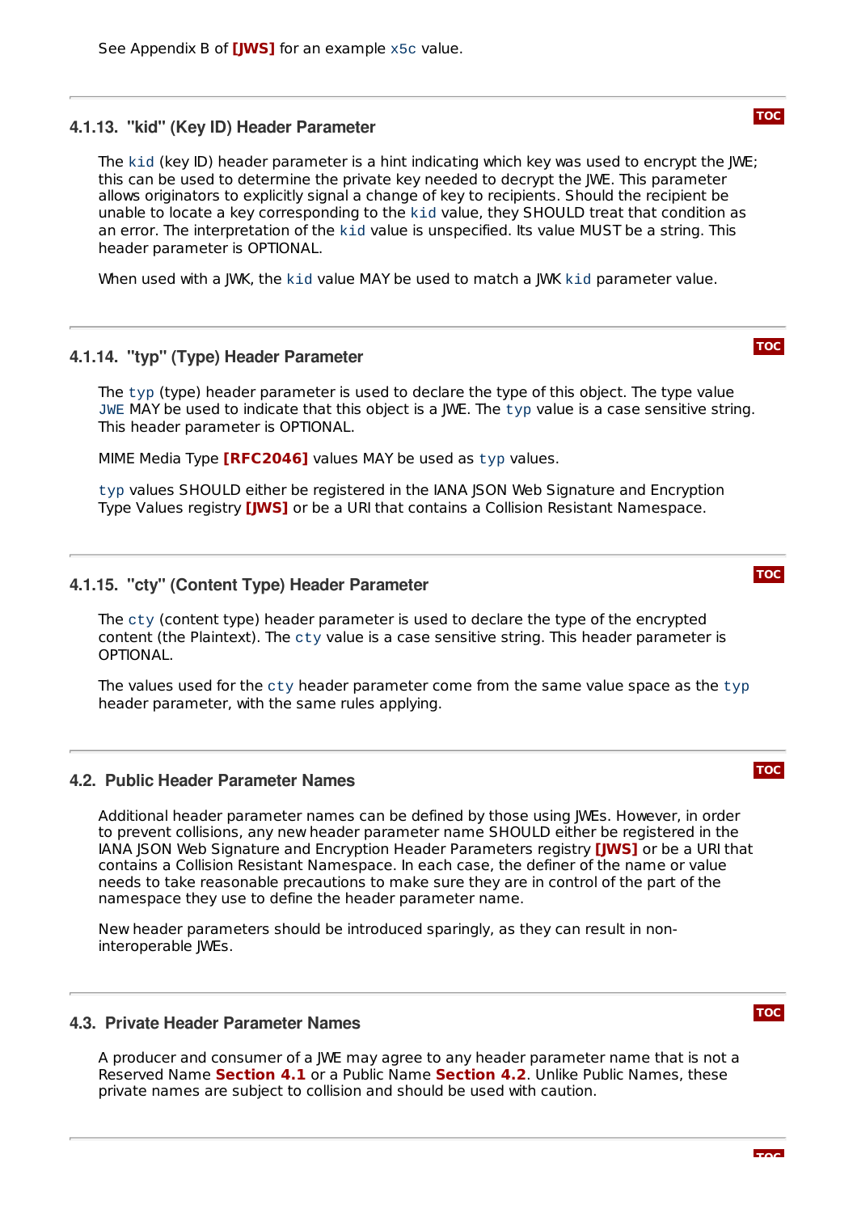See Appendix B of **[JWS]** for an example `x5c` value.

### 4.1.13. "kid" (Key ID) Header Parameter

The `kid` (key ID) header parameter is a hint indicating which key was used to encrypt the JWE; this can be used to determine the private key needed to decrypt the JWE. This parameter allows originators to explicitly signal a change of key to recipients. Should the recipient be unable to locate a key corresponding to the `kid` value, they SHOULD treat that condition as an error. The interpretation of the `kid` value is unspecified. Its value MUST be a string. This header parameter is OPTIONAL.

When used with a JWK, the `kid` value MAY be used to match a JWK `kid` parameter value.

### 4.1.14. "typ" (Type) Header Parameter

The `typ` (type) header parameter is used to declare the type of this object. The type value `JWE` MAY be used to indicate that this object is a JWE. The `typ` value is a case sensitive string. This header parameter is OPTIONAL.

MIME Media Type **[RFC2046]** values MAY be used as `typ` values.

`typ` values SHOULD either be registered in the IANA JSON Web Signature and Encryption Type Values registry **[JWS]** or be a URI that contains a Collision Resistant Namespace.

### 4.1.15. "cty" (Content Type) Header Parameter

The `cty` (content type) header parameter is used to declare the type of the encrypted content (the Plaintext). The `cty` value is a case sensitive string. This header parameter is OPTIONAL.

The values used for the `cty` header parameter come from the same value space as the `typ` header parameter, with the same rules applying.

## 4.2. Public Header Parameter Names

Additional header parameter names can be defined by those using JWEs. However, in order to prevent collisions, any new header parameter name SHOULD either be registered in the IANA JSON Web Signature and Encryption Header Parameters registry **[JWS]** or be a URI that contains a Collision Resistant Namespace. In each case, the definer of the name or value needs to take reasonable precautions to make sure they are in control of the part of the namespace they use to define the header parameter name.

New header parameters should be introduced sparingly, as they can result in non-interoperable JWEs.

## 4.3. Private Header Parameter Names

A producer and consumer of a JWE may agree to any header parameter name that is not a Reserved Name **Section 4.1** or a Public Name **Section 4.2**. Unlike Public Names, these private names are subject to collision and should be used with caution.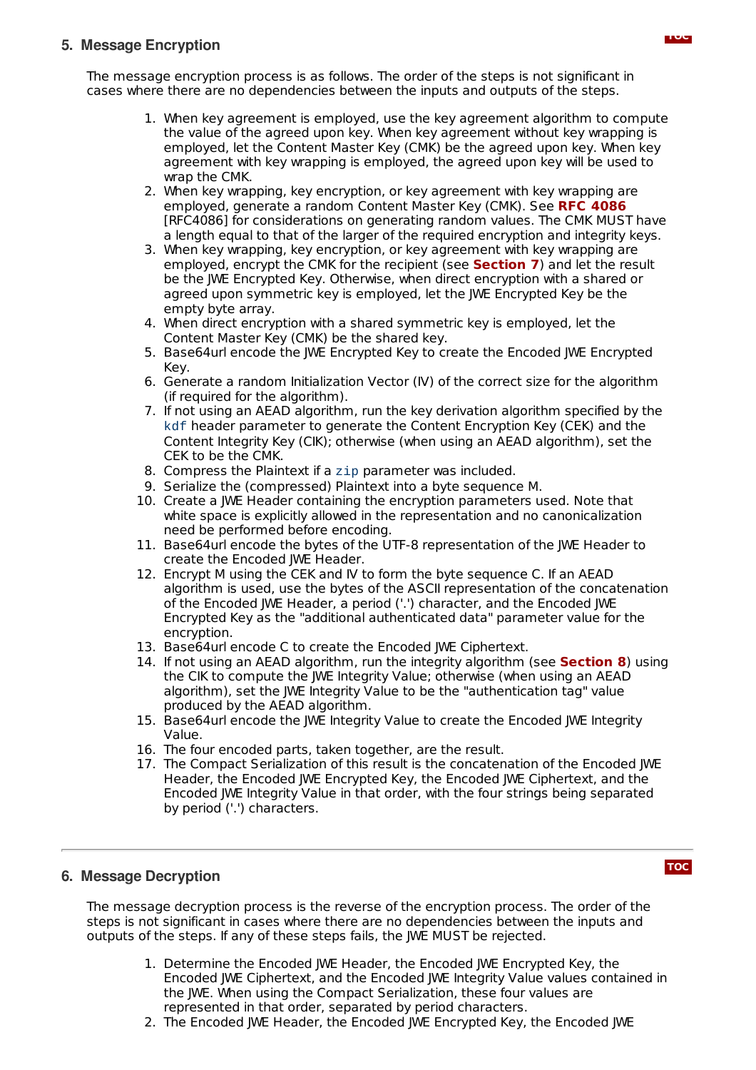## 5. Message Encryption

The message encryption process is as follows. The order of the steps is not significant in cases where there are no dependencies between the inputs and outputs of the steps.

1. When key agreement is employed, use the key agreement algorithm to compute the value of the agreed upon key. When key agreement without key wrapping is employed, let the Content Master Key (CMK) be the agreed upon key. When key agreement with key wrapping is employed, the agreed upon key will be used to wrap the CMK.
2. When key wrapping, key encryption, or key agreement with key wrapping are employed, generate a random Content Master Key (CMK). See **RFC 4086** [RFC4086] for considerations on generating random values. The CMK MUST have a length equal to that of the larger of the required encryption and integrity keys.
3. When key wrapping, key encryption, or key agreement with key wrapping are employed, encrypt the CMK for the recipient (see **Section 7**) and let the result be the JWE Encrypted Key. Otherwise, when direct encryption with a shared or agreed upon symmetric key is employed, let the JWE Encrypted Key be the empty byte array.
4. When direct encryption with a shared symmetric key is employed, let the Content Master Key (CMK) be the shared key.
5. Base64url encode the JWE Encrypted Key to create the Encoded JWE Encrypted Key.
6. Generate a random Initialization Vector (IV) of the correct size for the algorithm (if required for the algorithm).
7. If not using an AEAD algorithm, run the key derivation algorithm specified by the `kdf` header parameter to generate the Content Encryption Key (CEK) and the Content Integrity Key (CIK); otherwise (when using an AEAD algorithm), set the CEK to be the CMK.
8. Compress the Plaintext if a `zip` parameter was included.
9. Serialize the (compressed) Plaintext into a byte sequence M.
10. Create a JWE Header containing the encryption parameters used. Note that white space is explicitly allowed in the representation and no canonicalization need be performed before encoding.
11. Base64url encode the bytes of the UTF-8 representation of the JWE Header to create the Encoded JWE Header.
12. Encrypt M using the CEK and IV to form the byte sequence C. If an AEAD algorithm is used, use the bytes of the ASCII representation of the concatenation of the Encoded JWE Header, a period ('.') character, and the Encoded JWE Encrypted Key as the "additional authenticated data" parameter value for the encryption.
13. Base64url encode C to create the Encoded JWE Ciphertext.
14. If not using an AEAD algorithm, run the integrity algorithm (see **Section 8**) using the CIK to compute the JWE Integrity Value; otherwise (when using an AEAD algorithm), set the JWE Integrity Value to be the "authentication tag" value produced by the AEAD algorithm.
15. Base64url encode the JWE Integrity Value to create the Encoded JWE Integrity Value.
16. The four encoded parts, taken together, are the result.
17. The Compact Serialization of this result is the concatenation of the Encoded JWE Header, the Encoded JWE Encrypted Key, the Encoded JWE Ciphertext, and the Encoded JWE Integrity Value in that order, with the four strings being separated by period ('.') characters.

## 6. Message Decryption

The message decryption process is the reverse of the encryption process. The order of the steps is not significant in cases where there are no dependencies between the inputs and outputs of the steps. If any of these steps fails, the JWE MUST be rejected.

1. Determine the Encoded JWE Header, the Encoded JWE Encrypted Key, the Encoded JWE Ciphertext, and the Encoded JWE Integrity Value values contained in the JWE. When using the Compact Serialization, these four values are represented in that order, separated by period characters.
2. The Encoded JWE Header, the Encoded JWE Encrypted Key, the Encoded JWE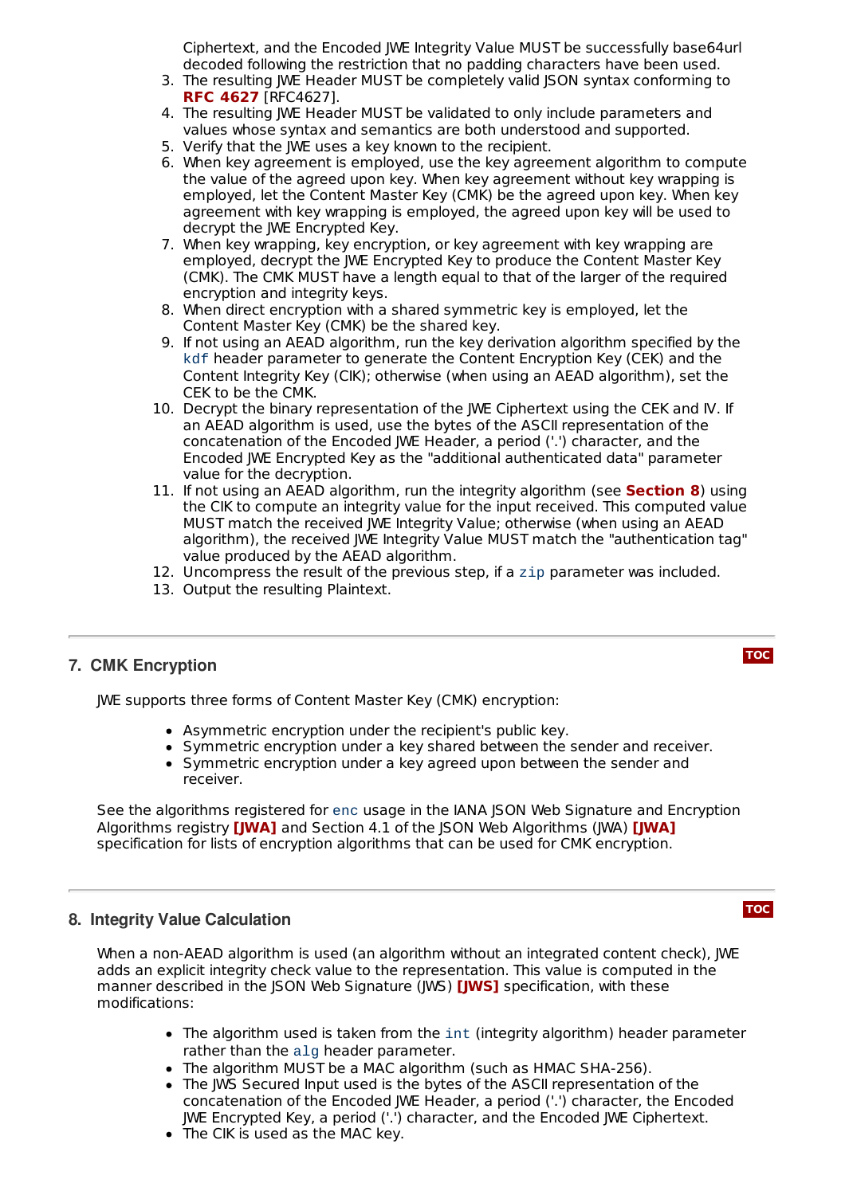Ciphertext, and the Encoded JWE Integrity Value MUST be successfully base64url decoded following the restriction that no padding characters have been used.

3. The resulting JWE Header MUST be completely valid JSON syntax conforming to **RFC 4627** [RFC4627].
4. The resulting JWE Header MUST be validated to only include parameters and values whose syntax and semantics are both understood and supported.
5. Verify that the JWE uses a key known to the recipient.
6. When key agreement is employed, use the key agreement algorithm to compute the value of the agreed upon key. When key agreement without key wrapping is employed, let the Content Master Key (CMK) be the agreed upon key. When key agreement with key wrapping is employed, the agreed upon key will be used to decrypt the JWE Encrypted Key.
7. When key wrapping, key encryption, or key agreement with key wrapping are employed, decrypt the JWE Encrypted Key to produce the Content Master Key (CMK). The CMK MUST have a length equal to that of the larger of the required encryption and integrity keys.
8. When direct encryption with a shared symmetric key is employed, let the Content Master Key (CMK) be the shared key.
9. If not using an AEAD algorithm, run the key derivation algorithm specified by the `kdf` header parameter to generate the Content Encryption Key (CEK) and the Content Integrity Key (CIK); otherwise (when using an AEAD algorithm), set the CEK to be the CMK.
10. Decrypt the binary representation of the JWE Ciphertext using the CEK and IV. If an AEAD algorithm is used, use the bytes of the ASCII representation of the concatenation of the Encoded JWE Header, a period ('.') character, and the Encoded JWE Encrypted Key as the "additional authenticated data" parameter value for the decryption.
11. If not using an AEAD algorithm, run the integrity algorithm (see **Section 8**) using the CIK to compute an integrity value for the input received. This computed value MUST match the received JWE Integrity Value; otherwise (when using an AEAD algorithm), the received JWE Integrity Value MUST match the "authentication tag" value produced by the AEAD algorithm.
12. Uncompress the result of the previous step, if a `zip` parameter was included.
13. Output the resulting Plaintext.

## 7. CMK Encryption

JWE supports three forms of Content Master Key (CMK) encryption:

- Asymmetric encryption under the recipient's public key.
- Symmetric encryption under a key shared between the sender and receiver.
- Symmetric encryption under a key agreed upon between the sender and receiver.

See the algorithms registered for `enc` usage in the IANA JSON Web Signature and Encryption Algorithms registry **[JWA]** and Section 4.1 of the JSON Web Algorithms (JWA) **[JWA]** specification for lists of encryption algorithms that can be used for CMK encryption.

## 8. Integrity Value Calculation

When a non-AEAD algorithm is used (an algorithm without an integrated content check), JWE adds an explicit integrity check value to the representation. This value is computed in the manner described in the JSON Web Signature (JWS) **[JWS]** specification, with these modifications:

- The algorithm used is taken from the `int` (integrity algorithm) header parameter rather than the `alg` header parameter.
- The algorithm MUST be a MAC algorithm (such as HMAC SHA-256).
- The JWS Secured Input used is the bytes of the ASCII representation of the concatenation of the Encoded JWE Header, a period ('.') character, the Encoded JWE Encrypted Key, a period ('.') character, and the Encoded JWE Ciphertext.
- The CIK is used as the MAC key.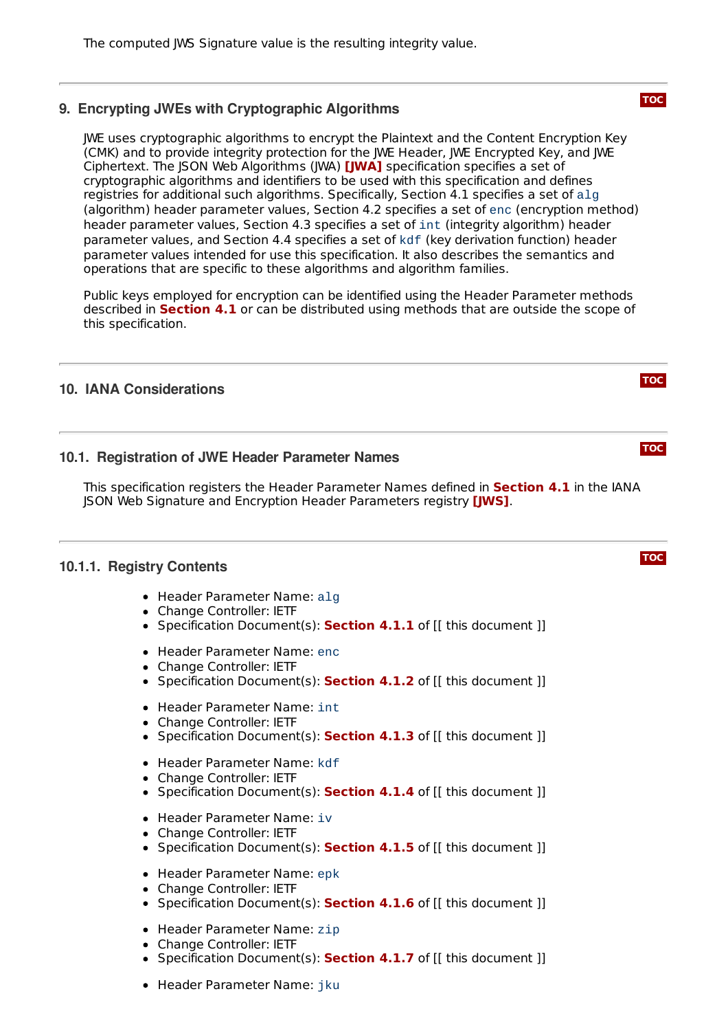The computed JWS Signature value is the resulting integrity value.

## 9. Encrypting JWEs with Cryptographic Algorithms

JWE uses cryptographic algorithms to encrypt the Plaintext and the Content Encryption Key (CMK) and to provide integrity protection for the JWE Header, JWE Encrypted Key, and JWE Ciphertext. The JSON Web Algorithms (JWA) **[JWA]** specification specifies a set of cryptographic algorithms and identifiers to be used with this specification and defines registries for additional such algorithms. Specifically, Section 4.1 specifies a set of `alg` (algorithm) header parameter values, Section 4.2 specifies a set of `enc` (encryption method) header parameter values, Section 4.3 specifies a set of `int` (integrity algorithm) header parameter values, and Section 4.4 specifies a set of `kdf` (key derivation function) header parameter values intended for use this specification. It also describes the semantics and operations that are specific to these algorithms and algorithm families.

Public keys employed for encryption can be identified using the Header Parameter methods described in **Section 4.1** or can be distributed using methods that are outside the scope of this specification.

## 10. IANA Considerations

### 10.1. Registration of JWE Header Parameter Names

This specification registers the Header Parameter Names defined in **Section 4.1** in the IANA JSON Web Signature and Encryption Header Parameters registry **[JWS]**.

#### 10.1.1. Registry Contents

- Header Parameter Name: `alg`
- Change Controller: IETF
- Specification Document(s): **Section 4.1.1** of [[ this document ]]

- Header Parameter Name: `enc`
- Change Controller: IETF
- Specification Document(s): **Section 4.1.2** of [[ this document ]]

- Header Parameter Name: `int`
- Change Controller: IETF
- Specification Document(s): **Section 4.1.3** of [[ this document ]]

- Header Parameter Name: `kdf`
- Change Controller: IETF
- Specification Document(s): **Section 4.1.4** of [[ this document ]]

- Header Parameter Name: `iv`
- Change Controller: IETF
- Specification Document(s): **Section 4.1.5** of [[ this document ]]

- Header Parameter Name: `epk`
- Change Controller: IETF
- Specification Document(s): **Section 4.1.6** of [[ this document ]]

- Header Parameter Name: `zip`
- Change Controller: IETF
- Specification Document(s): **Section 4.1.7** of [[ this document ]]

- Header Parameter Name: `jku`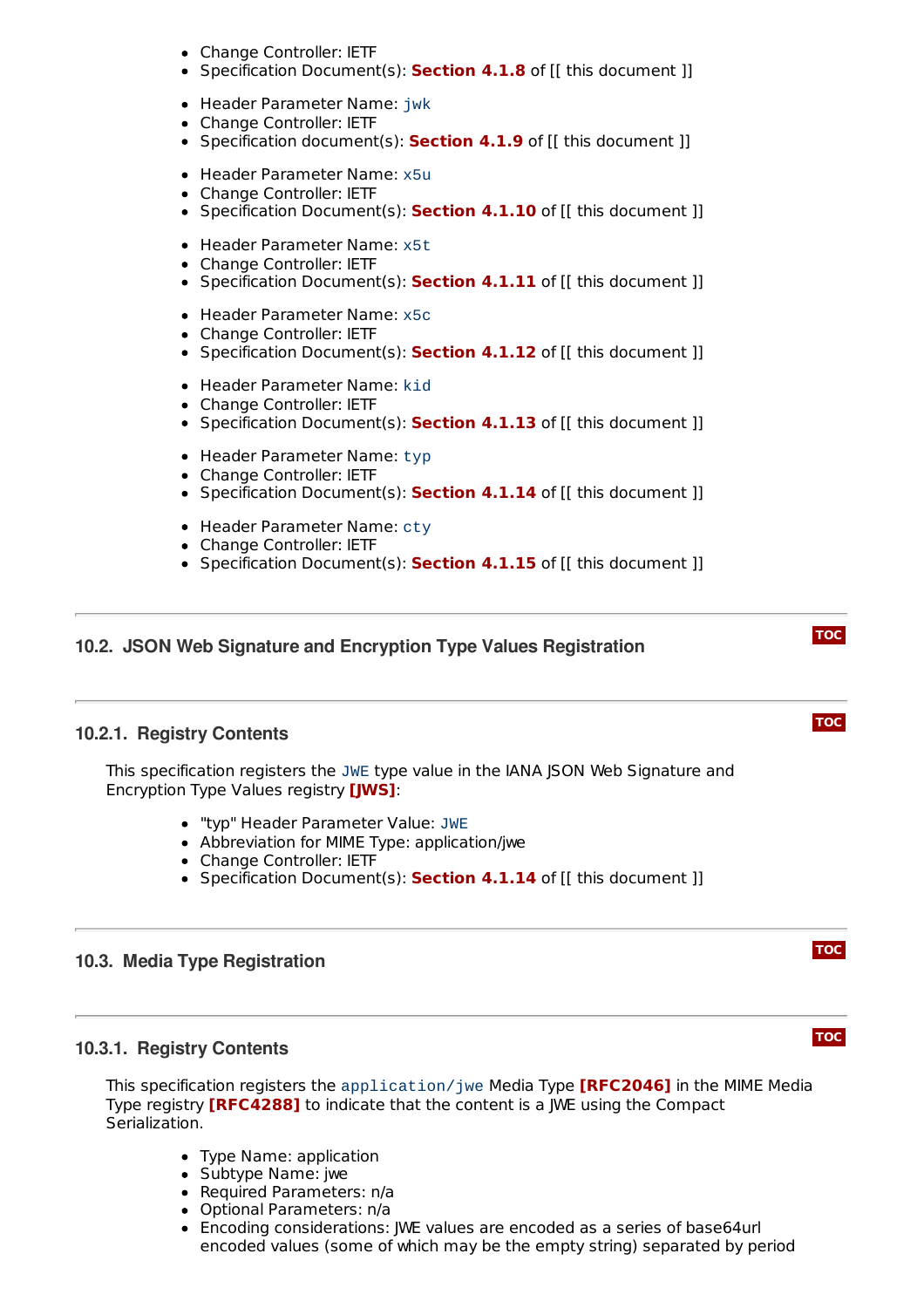- Change Controller: IETF
- Specification Document(s): **Section 4.1.8** of [[ this document ]]

- Header Parameter Name: `jwk`
- Change Controller: IETF
- Specification document(s): **Section 4.1.9** of [[ this document ]]

- Header Parameter Name: `x5u`
- Change Controller: IETF
- Specification Document(s): **Section 4.1.10** of [[ this document ]]

- Header Parameter Name: `x5t`
- Change Controller: IETF
- Specification Document(s): **Section 4.1.11** of [[ this document ]]

- Header Parameter Name: `x5c`
- Change Controller: IETF
- Specification Document(s): **Section 4.1.12** of [[ this document ]]

- Header Parameter Name: `kid`
- Change Controller: IETF
- Specification Document(s): **Section 4.1.13** of [[ this document ]]

- Header Parameter Name: `typ`
- Change Controller: IETF
- Specification Document(s): **Section 4.1.14** of [[ this document ]]

- Header Parameter Name: `cty`
- Change Controller: IETF
- Specification Document(s): **Section 4.1.15** of [[ this document ]]

## 10.2. JSON Web Signature and Encryption Type Values Registration

### 10.2.1. Registry Contents

This specification registers the `JWE` type value in the IANA JSON Web Signature and Encryption Type Values registry **[JWS]**:

- "typ" Header Parameter Value: `JWE`
- Abbreviation for MIME Type: application/jwe
- Change Controller: IETF
- Specification Document(s): **Section 4.1.14** of [[ this document ]]

## 10.3. Media Type Registration

### 10.3.1. Registry Contents

This specification registers the `application/jwe` Media Type **[RFC2046]** in the MIME Media Type registry **[RFC4288]** to indicate that the content is a JWE using the Compact Serialization.

- Type Name: application
- Subtype Name: jwe
- Required Parameters: n/a
- Optional Parameters: n/a
- Encoding considerations: JWE values are encoded as a series of base64url encoded values (some of which may be the empty string) separated by period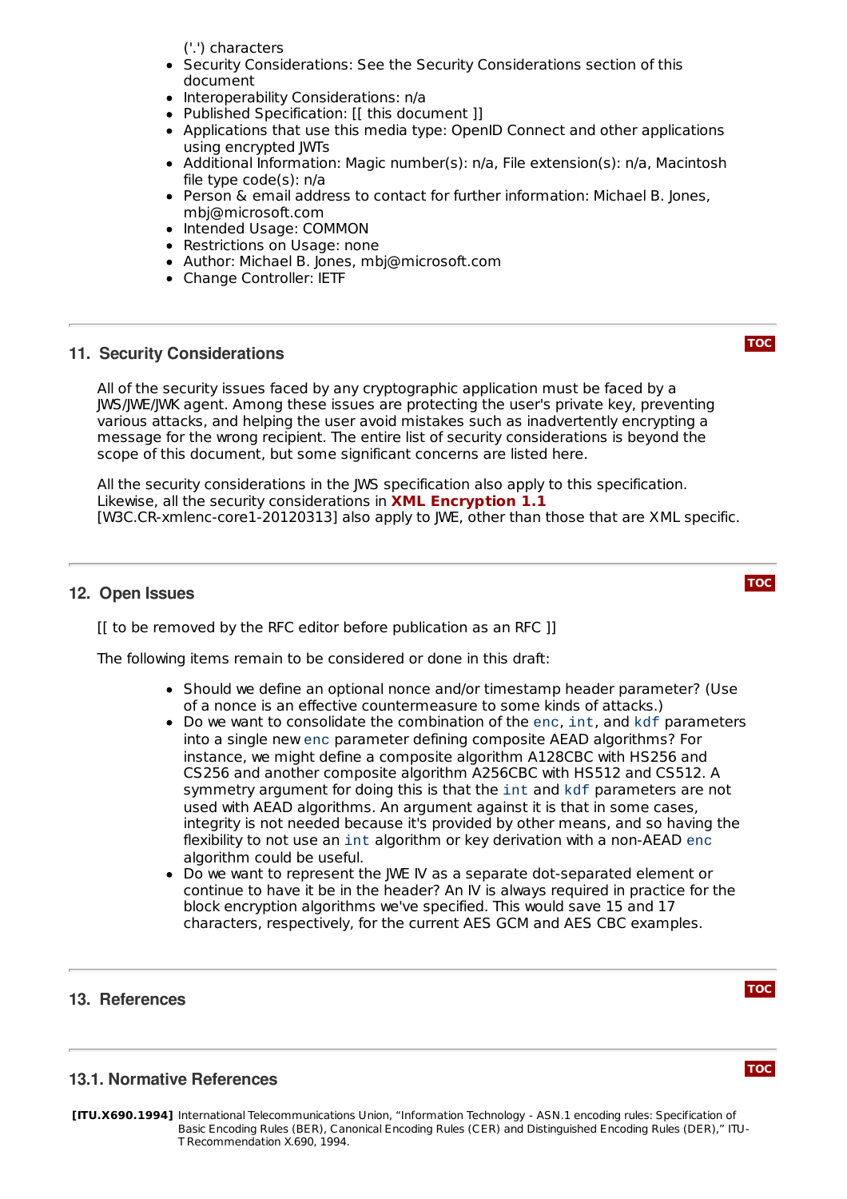('.') characters

- Security Considerations: See the Security Considerations section of this document
- Interoperability Considerations: n/a
- Published Specification: [[ this document ]]
- Applications that use this media type: OpenID Connect and other applications using encrypted JWTs
- Additional Information: Magic number(s): n/a, File extension(s): n/a, Macintosh file type code(s): n/a
- Person & email address to contact for further information: Michael B. Jones, mbj@microsoft.com
- Intended Usage: COMMON
- Restrictions on Usage: none
- Author: Michael B. Jones, mbj@microsoft.com
- Change Controller: IETF

## 11. Security Considerations

All of the security issues faced by any cryptographic application must be faced by a JWS/JWE/JWK agent. Among these issues are protecting the user's private key, preventing various attacks, and helping the user avoid mistakes such as inadvertently encrypting a message for the wrong recipient. The entire list of security considerations is beyond the scope of this document, but some significant concerns are listed here.

All the security considerations in the JWS specification also apply to this specification. Likewise, all the security considerations in **XML Encryption 1.1** [W3C.CR-xmlenc-core1-20120313] also apply to JWE, other than those that are XML specific.

## 12. Open Issues

[[ to be removed by the RFC editor before publication as an RFC ]]

The following items remain to be considered or done in this draft:

- Should we define an optional nonce and/or timestamp header parameter? (Use of a nonce is an effective countermeasure to some kinds of attacks.)
- Do we want to consolidate the combination of the `enc`, `int`, and `kdf` parameters into a single new `enc` parameter defining composite AEAD algorithms? For instance, we might define a composite algorithm A128CBC with HS256 and CS256 and another composite algorithm A256CBC with HS512 and CS512. A symmetry argument for doing this is that the `int` and `kdf` parameters are not used with AEAD algorithms. An argument against it is that in some cases, integrity is not needed because it's provided by other means, and so having the flexibility to not use an `int` algorithm or key derivation with a non-AEAD `enc` algorithm could be useful.
- Do we want to represent the JWE IV as a separate dot-separated element or continue to have it be in the header? An IV is always required in practice for the block encryption algorithms we've specified. This would save 15 and 17 characters, respectively, for the current AES GCM and AES CBC examples.

## 13. References

### 13.1. Normative References

**[ITU.X690.1994]** International Telecommunications Union, "Information Technology - ASN.1 encoding rules: Specification of Basic Encoding Rules (BER), Canonical Encoding Rules (CER) and Distinguished Encoding Rules (DER)," ITU-T Recommendation X.690, 1994.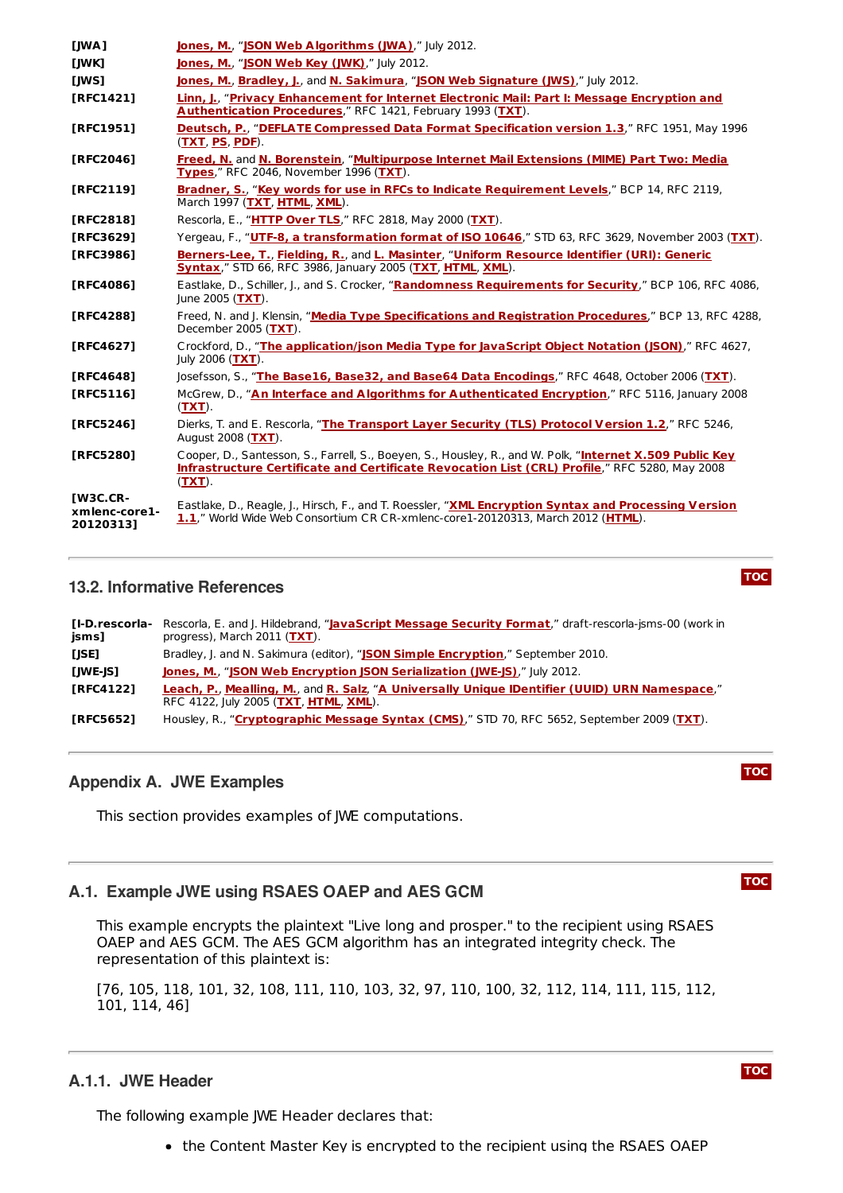| | |
|---|---|
| **[JWA]** | Jones, M., "JSON Web Algorithms (JWA)," July 2012. |
| **[JWK]** | Jones, M., "JSON Web Key (JWK)," July 2012. |
| **[JWS]** | Jones, M., Bradley, J., and N. Sakimura, "JSON Web Signature (JWS)," July 2012. |
| **[RFC1421]** | Linn, J., "Privacy Enhancement for Internet Electronic Mail: Part I: Message Encryption and Authentication Procedures," RFC 1421, February 1993 (TXT). |
| **[RFC1951]** | Deutsch, P., "DEFLATE Compressed Data Format Specification version 1.3," RFC 1951, May 1996 (TXT, PS, PDF). |
| **[RFC2046]** | Freed, N. and N. Borenstein, "Multipurpose Internet Mail Extensions (MIME) Part Two: Media Types," RFC 2046, November 1996 (TXT). |
| **[RFC2119]** | Bradner, S., "Key words for use in RFCs to Indicate Requirement Levels," BCP 14, RFC 2119, March 1997 (TXT, HTML, XML). |
| **[RFC2818]** | Rescorla, E., "HTTP Over TLS," RFC 2818, May 2000 (TXT). |
| **[RFC3629]** | Yergeau, F., "UTF-8, a transformation format of ISO 10646," STD 63, RFC 3629, November 2003 (TXT). |
| **[RFC3986]** | Berners-Lee, T., Fielding, R., and L. Masinter, "Uniform Resource Identifier (URI): Generic Syntax," STD 66, RFC 3986, January 2005 (TXT, HTML, XML). |
| **[RFC4086]** | Eastlake, D., Schiller, J., and S. Crocker, "Randomness Requirements for Security," BCP 106, RFC 4086, June 2005 (TXT). |
| **[RFC4288]** | Freed, N. and J. Klensin, "Media Type Specifications and Registration Procedures," BCP 13, RFC 4288, December 2005 (TXT). |
| **[RFC4627]** | Crockford, D., "The application/json Media Type for JavaScript Object Notation (JSON)," RFC 4627, July 2006 (TXT). |
| **[RFC4648]** | Josefsson, S., "The Base16, Base32, and Base64 Data Encodings," RFC 4648, October 2006 (TXT). |
| **[RFC5116]** | McGrew, D., "An Interface and Algorithms for Authenticated Encryption," RFC 5116, January 2008 (TXT). |
| **[RFC5246]** | Dierks, T. and E. Rescorla, "The Transport Layer Security (TLS) Protocol Version 1.2," RFC 5246, August 2008 (TXT). |
| **[RFC5280]** | Cooper, D., Santesson, S., Farrell, S., Boeyen, S., Housley, R., and W. Polk, "Internet X.509 Public Key Infrastructure Certificate and Certificate Revocation List (CRL) Profile," RFC 5280, May 2008 (TXT). |
| **[W3C.CR-xmlenc-core1-20120313]** | Eastlake, D., Reagle, J., Hirsch, F., and T. Roessler, "XML Encryption Syntax and Processing Version 1.1," World Wide Web Consortium CR CR-xmlenc-core1-20120313, March 2012 (HTML). |

## 13.2. Informative References

| | |
|---|---|
| **[I-D.rescorla-jsms]** | Rescorla, E. and J. Hildebrand, "JavaScript Message Security Format," draft-rescorla-jsms-00 (work in progress), March 2011 (TXT). |
| **[JSE]** | Bradley, J. and N. Sakimura (editor), "JSON Simple Encryption," September 2010. |
| **[JWE-JS]** | Jones, M., "JSON Web Encryption JSON Serialization (JWE-JS)," July 2012. |
| **[RFC4122]** | Leach, P., Mealling, M., and R. Salz, "A Universally Unique IDentifier (UUID) URN Namespace," RFC 4122, July 2005 (TXT, HTML, XML). |
| **[RFC5652]** | Housley, R., "Cryptographic Message Syntax (CMS)," STD 70, RFC 5652, September 2009 (TXT). |

## Appendix A. JWE Examples

This section provides examples of JWE computations.

## A.1. Example JWE using RSAES OAEP and AES GCM

This example encrypts the plaintext "Live long and prosper." to the recipient using RSAES OAEP and AES GCM. The AES GCM algorithm has an integrated integrity check. The representation of this plaintext is:

[76, 105, 118, 101, 32, 108, 111, 110, 103, 32, 97, 110, 100, 32, 112, 114, 111, 115, 112, 101, 114, 46]

### A.1.1. JWE Header

The following example JWE Header declares that:

- the Content Master Key is encrypted to the recipient using the RSAES OAEP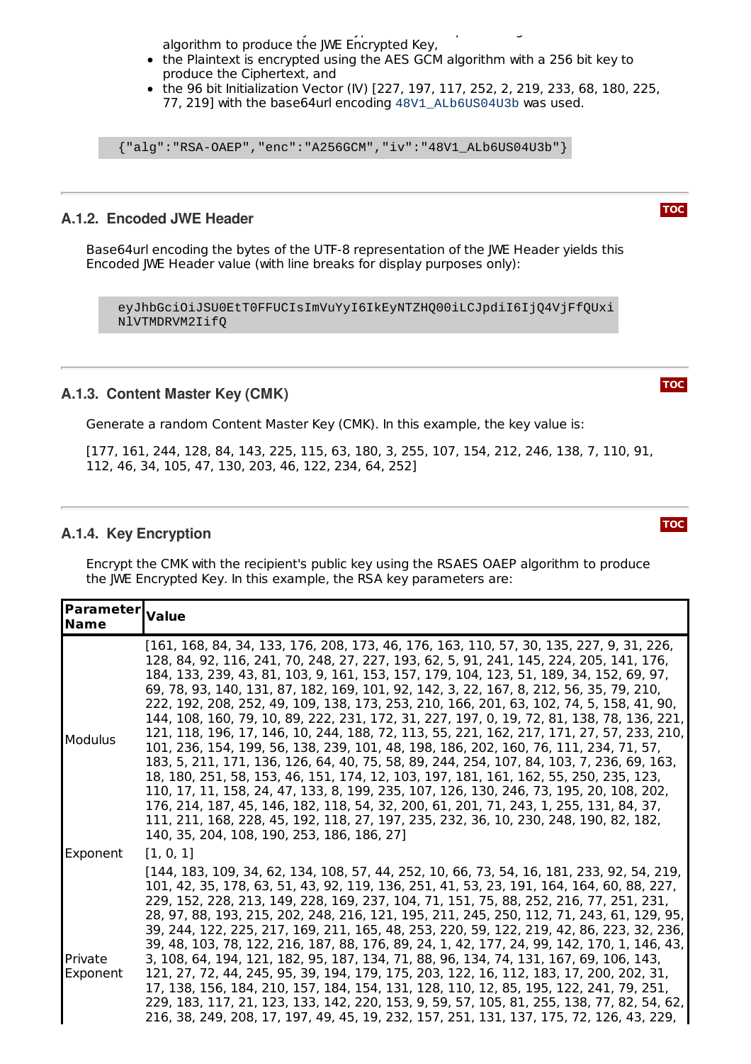algorithm to produce the JWE Encrypted Key,

- the Plaintext is encrypted using the AES GCM algorithm with a 256 bit key to produce the Ciphertext, and
- the 96 bit Initialization Vector (IV) [227, 197, 117, 252, 2, 219, 233, 68, 180, 225, 77, 219] with the base64url encoding `48V1_ALb6US04U3b` was used.

```
{"alg":"RSA-OAEP","enc":"A256GCM","iv":"48V1_ALb6US04U3b"}
```

### A.1.2. Encoded JWE Header

Base64url encoding the bytes of the UTF-8 representation of the JWE Header yields this Encoded JWE Header value (with line breaks for display purposes only):

```
eyJhbGciOiJSU0EtT0FFUCIsImVuYyI6IkEyNTZHQ00iLCJpdiI6IjQ4VjFfQUxi
NlVTMDRVM2IifQ
```

### A.1.3. Content Master Key (CMK)

Generate a random Content Master Key (CMK). In this example, the key value is:

[177, 161, 244, 128, 84, 143, 225, 115, 63, 180, 3, 255, 107, 154, 212, 246, 138, 7, 110, 91, 112, 46, 34, 105, 47, 130, 203, 46, 122, 234, 64, 252]

### A.1.4. Key Encryption

Encrypt the CMK with the recipient's public key using the RSAES OAEP algorithm to produce the JWE Encrypted Key. In this example, the RSA key parameters are:

| Parameter Name | Value |
|---|---|
| Modulus | [161, 168, 84, 34, 133, 176, 208, 173, 46, 176, 163, 110, 57, 30, 135, 227, 9, 31, 226, 128, 84, 92, 116, 241, 70, 248, 27, 227, 193, 62, 5, 91, 241, 145, 224, 205, 141, 176, 184, 133, 239, 43, 81, 103, 9, 161, 153, 157, 179, 104, 123, 51, 189, 34, 152, 69, 97, 69, 78, 93, 140, 131, 87, 182, 169, 101, 92, 142, 3, 22, 167, 8, 212, 56, 35, 79, 210, 222, 192, 208, 252, 49, 109, 138, 173, 253, 210, 166, 201, 63, 102, 74, 5, 158, 41, 90, 144, 108, 160, 79, 10, 89, 222, 231, 172, 31, 227, 197, 0, 19, 72, 81, 138, 78, 136, 221, 121, 118, 196, 17, 146, 10, 244, 188, 72, 113, 55, 221, 162, 217, 171, 27, 57, 233, 210, 101, 236, 154, 199, 56, 138, 239, 101, 48, 198, 186, 202, 160, 76, 111, 234, 71, 57, 183, 5, 211, 171, 136, 126, 64, 40, 75, 58, 89, 244, 254, 107, 84, 103, 7, 236, 69, 163, 18, 180, 251, 58, 153, 46, 151, 174, 12, 103, 197, 181, 161, 162, 55, 250, 235, 123, 110, 17, 11, 158, 24, 47, 133, 8, 199, 235, 107, 126, 130, 246, 73, 195, 20, 108, 202, 176, 214, 187, 45, 146, 182, 118, 54, 32, 200, 61, 201, 71, 243, 1, 255, 131, 84, 37, 111, 211, 168, 228, 45, 192, 118, 27, 197, 235, 232, 36, 10, 230, 248, 190, 82, 182, 140, 35, 204, 108, 190, 253, 186, 186, 27] |
| Exponent | [1, 0, 1] |
| Private Exponent | [144, 183, 109, 34, 62, 134, 108, 57, 44, 252, 10, 66, 73, 54, 16, 181, 233, 92, 54, 219, 101, 42, 35, 178, 63, 51, 43, 92, 119, 136, 251, 41, 53, 23, 191, 164, 164, 60, 88, 227, 229, 152, 228, 213, 149, 228, 169, 237, 104, 71, 151, 75, 88, 252, 216, 77, 251, 231, 28, 97, 88, 193, 215, 202, 248, 216, 121, 195, 211, 245, 250, 112, 71, 243, 61, 129, 95, 39, 244, 122, 225, 217, 169, 211, 165, 48, 253, 220, 59, 122, 219, 42, 86, 223, 32, 236, 39, 48, 103, 78, 122, 216, 187, 88, 176, 89, 24, 1, 42, 177, 24, 99, 142, 170, 1, 146, 43, 3, 108, 64, 194, 121, 182, 95, 187, 134, 71, 88, 96, 134, 74, 131, 167, 69, 106, 143, 121, 27, 72, 44, 245, 95, 39, 194, 179, 175, 203, 122, 16, 112, 183, 17, 200, 202, 31, 17, 138, 156, 184, 210, 157, 184, 154, 131, 128, 110, 12, 85, 195, 122, 241, 79, 251, 229, 183, 117, 21, 123, 133, 142, 220, 153, 9, 59, 57, 105, 81, 255, 138, 77, 82, 54, 62, 216, 38, 249, 208, 17, 197, 49, 45, 19, 232, 157, 251, 131, 137, 175, 72, 126, 43, 229, |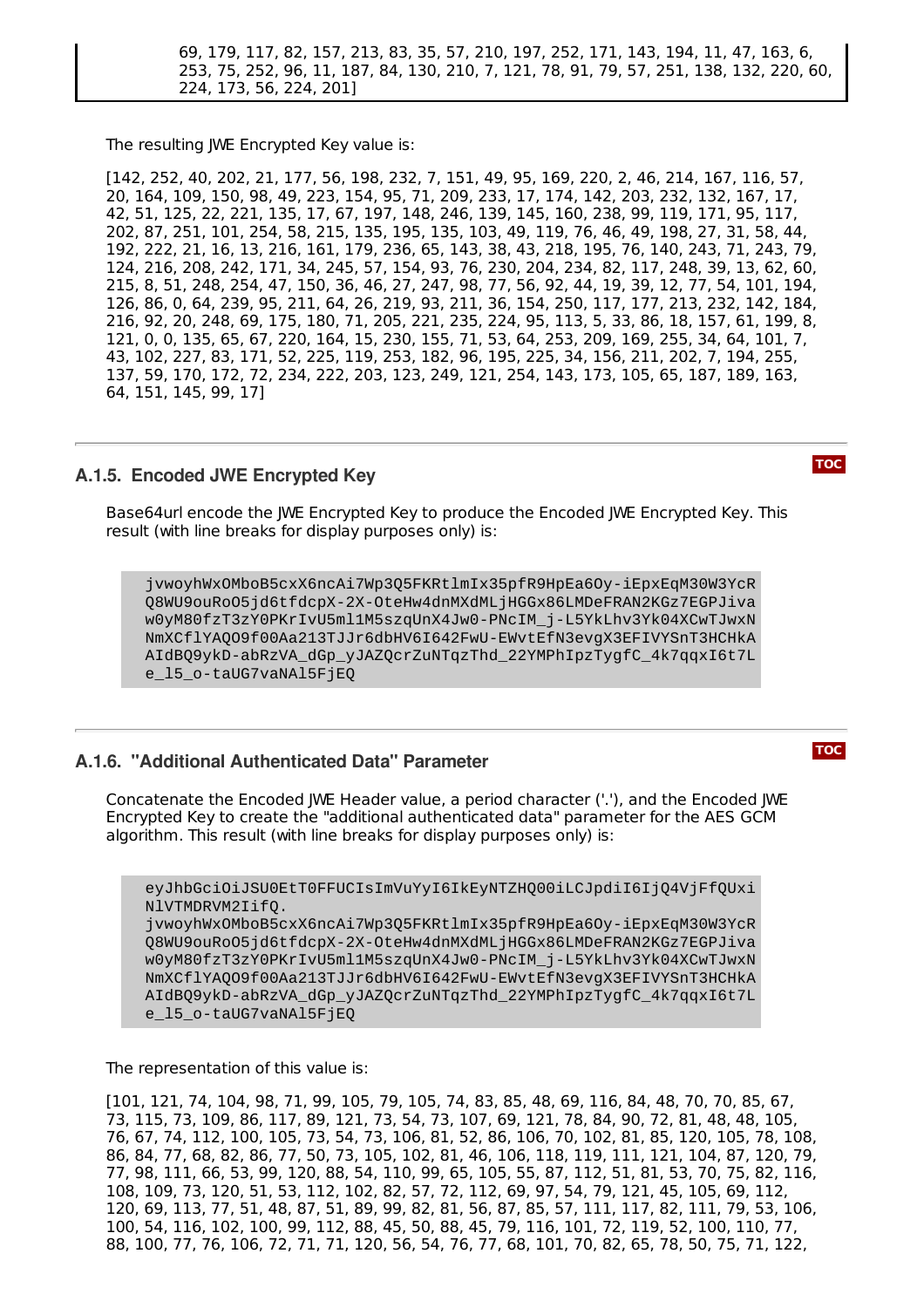```
69, 179, 117, 82, 157, 213, 83, 35, 57, 210, 197, 252, 171, 143, 194, 11, 47, 163, 6,
253, 75, 252, 96, 11, 187, 84, 130, 210, 7, 121, 78, 91, 79, 57, 251, 138, 132, 220, 60,
224, 173, 56, 224, 201]
```

The resulting JWE Encrypted Key value is:

[142, 252, 40, 202, 21, 177, 56, 198, 232, 7, 151, 49, 95, 169, 220, 2, 46, 214, 167, 116, 57, 20, 164, 109, 150, 98, 49, 223, 154, 95, 71, 209, 233, 17, 174, 142, 203, 232, 132, 167, 17, 42, 51, 125, 22, 221, 135, 17, 67, 197, 148, 246, 139, 145, 160, 238, 99, 119, 171, 95, 117, 202, 87, 251, 101, 254, 58, 215, 135, 195, 135, 103, 49, 119, 76, 46, 49, 198, 27, 31, 58, 44, 192, 222, 21, 16, 13, 216, 161, 179, 236, 65, 143, 38, 43, 218, 195, 76, 140, 243, 71, 243, 79, 124, 216, 208, 242, 171, 34, 245, 57, 154, 93, 76, 230, 204, 234, 82, 117, 248, 39, 13, 62, 60, 215, 8, 51, 248, 254, 47, 150, 36, 46, 27, 247, 98, 77, 56, 92, 44, 19, 39, 12, 77, 54, 101, 194, 126, 86, 0, 64, 239, 95, 211, 64, 26, 219, 93, 211, 36, 154, 250, 117, 177, 213, 232, 142, 184, 216, 92, 20, 248, 69, 175, 180, 71, 205, 221, 235, 224, 95, 113, 5, 33, 86, 18, 157, 61, 199, 8, 121, 0, 0, 135, 65, 67, 220, 164, 15, 230, 155, 71, 53, 64, 253, 209, 169, 255, 34, 64, 101, 7, 43, 102, 227, 83, 171, 52, 225, 119, 253, 182, 96, 195, 225, 34, 156, 211, 202, 7, 194, 255, 137, 59, 170, 172, 72, 234, 222, 203, 123, 249, 121, 254, 143, 173, 105, 65, 187, 189, 163, 64, 151, 145, 99, 17]

### A.1.5. Encoded JWE Encrypted Key

Base64url encode the JWE Encrypted Key to produce the Encoded JWE Encrypted Key. This result (with line breaks for display purposes only) is:

```
jvwoyhWxOMboB5cxX6ncAi7Wp3Q5FKRtlmIx35pfR9HpEa6Oy-iEpxEqM30W3YcR
Q8WU9ouRoO5jd6tfdcpX-2X-OteHw4dnMXdMLjHGGx86LMDeFRAN2KGz7EGPJiva
w0yM80fzT3zY0PKrIvU5ml1M5szqUnX4Jw0-PNcIM_j-L5YkLhv3Yk04XCwTJwxN
NmXCflYAQO9f00Aa213TJJr6dbHV6I642FwU-EWvtEfN3evgX3EFIVYSnT3HCHkA
AIdBQ9ykD-abRzVA_dGp_yJAZQcrZuNTqzThd_22YMPhIpzTygfC_4k7qqxI6t7L
e_l5_o-taUG7vaNAl5FjEQ
```

### A.1.6. "Additional Authenticated Data" Parameter

Concatenate the Encoded JWE Header value, a period character ('.'), and the Encoded JWE Encrypted Key to create the "additional authenticated data" parameter for the AES GCM algorithm. This result (with line breaks for display purposes only) is:

```
eyJhbGciOiJSUU0EtT0FFUCIsImVuYyI6IkEyNTZHQ00iLCJpdiI6IjQ4VjFfQUxi
NlVTMDRVM2IifQ.
jvwoyhWxOMboB5cxX6ncAi7Wp3Q5FKRtlmIx35pfR9HpEa6Oy-iEpxEqM30W3YcR
Q8WU9ouRoO5jd6tfdcpX-2X-OteHw4dnMXdMLjHGGx86LMDeFRAN2KGz7EGPJiva
w0yM80fzT3zY0PKrIvU5ml1M5szqUnX4Jw0-PNcIM_j-L5YkLhv3Yk04XCwTJwxN
NmXCflYAQO9f00Aa213TJJr6dbHV6I642FwU-EWvtEfN3evgX3EFIVYSnT3HCHkA
AIdBQ9ykD-abRzVA_dGp_yJAZQcrZuNTqzThd_22YMPhIpzTygfC_4k7qqxI6t7L
e_l5_o-taUG7vaNAl5FjEQ
```

The representation of this value is:

[101, 121, 74, 104, 98, 71, 99, 105, 79, 105, 74, 83, 85, 48, 69, 116, 84, 48, 70, 70, 85, 67, 73, 115, 73, 109, 86, 117, 89, 121, 73, 54, 73, 107, 69, 121, 78, 84, 90, 72, 81, 48, 48, 105, 76, 67, 74, 112, 100, 105, 73, 54, 73, 106, 81, 52, 86, 106, 70, 102, 81, 85, 120, 105, 78, 108, 86, 84, 77, 68, 82, 86, 77, 50, 73, 105, 102, 81, 46, 106, 118, 119, 111, 121, 104, 87, 120, 79, 77, 98, 111, 66, 53, 99, 120, 88, 54, 110, 99, 65, 105, 55, 87, 112, 51, 81, 53, 70, 75, 82, 116, 108, 109, 73, 120, 51, 53, 112, 102, 82, 57, 72, 112, 69, 97, 54, 79, 121, 45, 105, 69, 112, 120, 69, 113, 77, 51, 48, 87, 51, 89, 99, 82, 81, 56, 87, 85, 57, 111, 117, 82, 111, 79, 53, 106, 100, 54, 116, 102, 100, 99, 112, 88, 45, 50, 88, 45, 79, 116, 101, 72, 119, 52, 100, 110, 77, 88, 100, 77, 76, 106, 72, 71, 71, 120, 56, 54, 76, 77, 68, 101, 70, 82, 65, 78, 50, 75, 71, 122,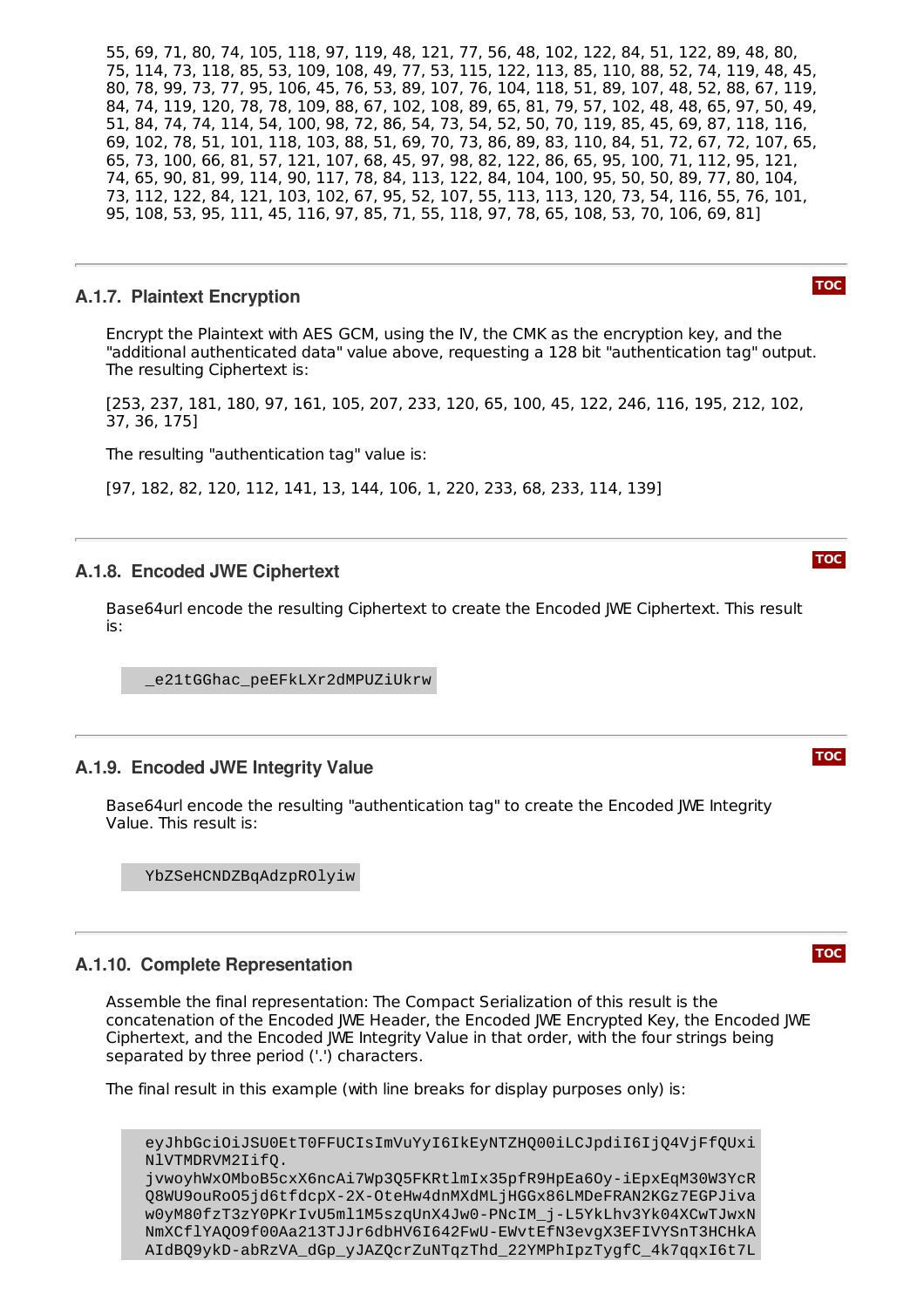55, 69, 71, 80, 74, 105, 118, 97, 119, 48, 121, 77, 56, 48, 102, 122, 84, 51, 122, 89, 48, 80, 75, 114, 73, 118, 85, 53, 109, 108, 49, 77, 53, 115, 122, 113, 85, 110, 88, 52, 74, 119, 48, 45, 80, 78, 99, 73, 77, 95, 106, 45, 76, 53, 89, 107, 76, 104, 118, 51, 89, 107, 48, 52, 88, 67, 119, 84, 74, 119, 120, 78, 78, 109, 88, 67, 102, 108, 89, 65, 81, 79, 57, 102, 48, 48, 65, 97, 50, 49, 51, 84, 74, 74, 114, 54, 100, 98, 72, 86, 54, 73, 54, 52, 50, 70, 119, 85, 45, 69, 87, 118, 116, 69, 102, 78, 51, 101, 118, 103, 88, 51, 69, 70, 73, 86, 89, 83, 110, 84, 51, 72, 67, 72, 107, 65, 65, 73, 100, 66, 81, 57, 121, 107, 68, 45, 97, 98, 82, 122, 86, 65, 95, 100, 71, 112, 95, 121, 74, 65, 90, 81, 99, 114, 90, 117, 78, 84, 113, 122, 84, 104, 100, 95, 50, 50, 89, 77, 80, 104, 73, 112, 122, 84, 121, 103, 102, 67, 95, 52, 107, 55, 113, 113, 120, 73, 54, 116, 55, 76, 101, 95, 108, 53, 95, 111, 45, 116, 97, 85, 71, 55, 118, 97, 78, 65, 108, 53, 70, 106, 69, 81]

### A.1.7. Plaintext Encryption

Encrypt the Plaintext with AES GCM, using the IV, the CMK as the encryption key, and the "additional authenticated data" value above, requesting a 128 bit "authentication tag" output. The resulting Ciphertext is:

[253, 237, 181, 180, 97, 161, 105, 207, 233, 120, 65, 100, 45, 122, 246, 116, 195, 212, 102, 37, 36, 175]

The resulting "authentication tag" value is:

[97, 182, 82, 120, 112, 141, 13, 144, 106, 1, 220, 233, 68, 233, 114, 139]

### A.1.8. Encoded JWE Ciphertext

Base64url encode the resulting Ciphertext to create the Encoded JWE Ciphertext. This result is:

```
_e21tGGhac_peEFkLXr2dMPUZiUkrw
```

### A.1.9. Encoded JWE Integrity Value

Base64url encode the resulting "authentication tag" to create the Encoded JWE Integrity Value. This result is:

```
YbZSeHCNDZBqAdzpROlyiw
```

### A.1.10. Complete Representation

Assemble the final representation: The Compact Serialization of this result is the concatenation of the Encoded JWE Header, the Encoded JWE Encrypted Key, the Encoded JWE Ciphertext, and the Encoded JWE Integrity Value in that order, with the four strings being separated by three period ('.') characters.

The final result in this example (with line breaks for display purposes only) is:

```
eyJhbGciOiJSU0EtT0FFUCIsImVuYyI6IkEyNTZHQ00iLCJpdiI6IjQ4VjFfQUxi
NlVTMDRVM2IifQ.
jvwoyhWxOMboB5cxX6ncAi7Wp3Q5FKRtlmIx35pfR9HpEa6Oy-iEpxEqM30W3YcR
Q8WU9ouRoO5jd6tfdcpX-2X-OteHw4dnMXdMLjHGGx86LMDeFRAN2KGz7EGPJiva
w0yM80fzT3zY0PKrIvU5ml1M5szqUnX4Jw0-PNcIM_j-L5YkLhv3Yk04XCwTJwxN
NmXCflYAQO9f00Aa213TJJr6dbHV6I642FwU-EWvtEfN3evgX3EFIVYSnT3HCHkA
AIdBQ9ykD-abRzVA_dGp_yJAZQcrZuNTqzThd_22YMPhIpzTygfC_4k7qqxI6t7L
```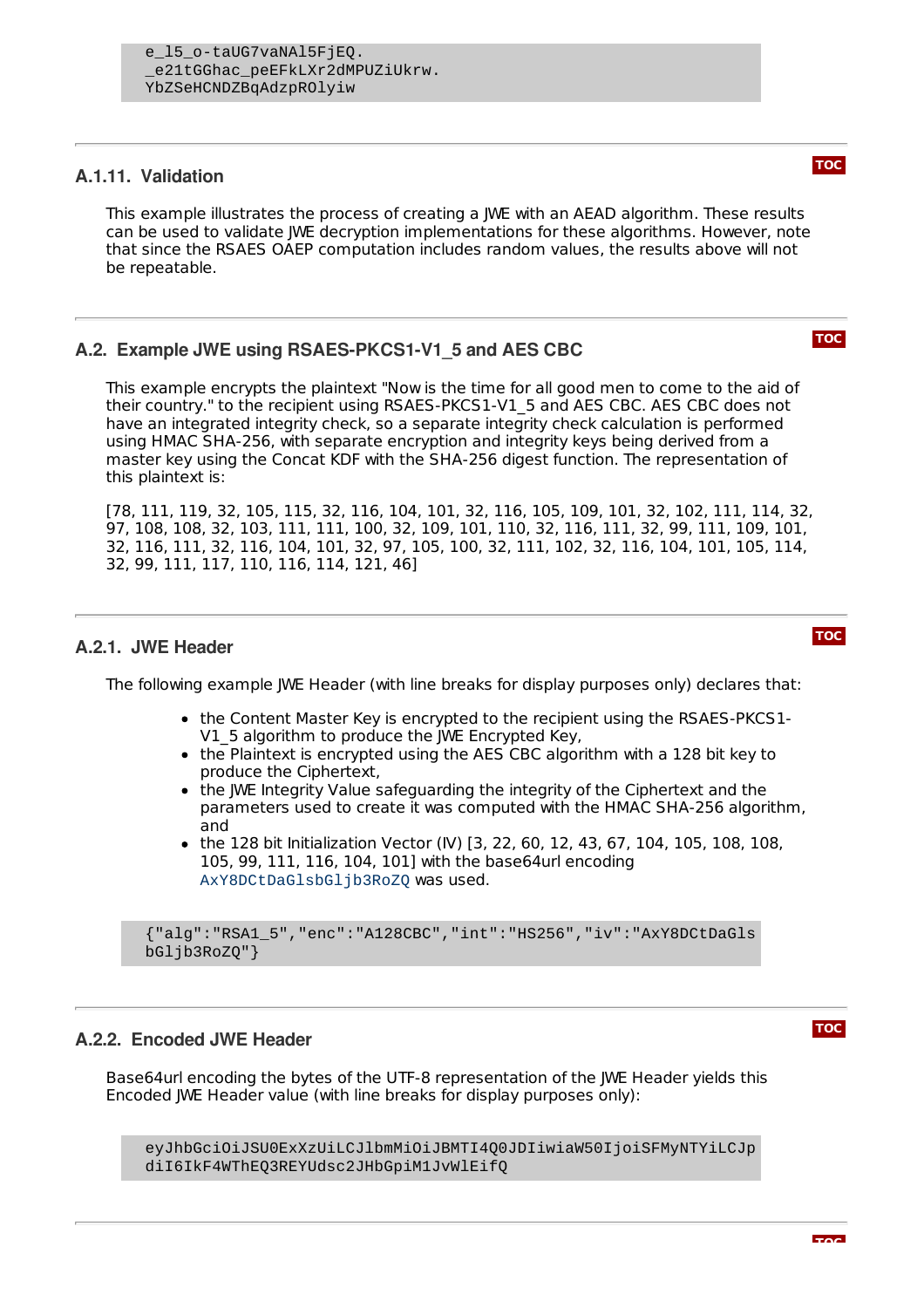```
e_l5_o-taUG7vaNAl5FjEQ.
_e21tGGhac_peEFkLXr2dMPUZiUkrw.
YbZSeHCNDZBqAdzpROlyiw
```

### A.1.11. Validation

This example illustrates the process of creating a JWE with an AEAD algorithm. These results can be used to validate JWE decryption implementations for these algorithms. However, note that since the RSAES OAEP computation includes random values, the results above will not be repeatable.

## A.2. Example JWE using RSAES-PKCS1-V1_5 and AES CBC

This example encrypts the plaintext "Now is the time for all good men to come to the aid of their country." to the recipient using RSAES-PKCS1-V1_5 and AES CBC. AES CBC does not have an integrated integrity check, so a separate integrity check calculation is performed using HMAC SHA-256, with separate encryption and integrity keys being derived from a master key using the Concat KDF with the SHA-256 digest function. The representation of this plaintext is:

[78, 111, 119, 32, 105, 115, 32, 116, 104, 101, 32, 116, 105, 109, 101, 32, 102, 111, 114, 32, 97, 108, 108, 32, 103, 111, 111, 100, 32, 109, 101, 110, 32, 116, 111, 32, 99, 111, 109, 101, 32, 116, 111, 32, 116, 104, 101, 32, 97, 105, 100, 32, 111, 102, 32, 116, 104, 101, 105, 114, 32, 99, 111, 117, 110, 116, 114, 121, 46]

### A.2.1. JWE Header

The following example JWE Header (with line breaks for display purposes only) declares that:

- the Content Master Key is encrypted to the recipient using the RSAES-PKCS1-V1_5 algorithm to produce the JWE Encrypted Key,
- the Plaintext is encrypted using the AES CBC algorithm with a 128 bit key to produce the Ciphertext,
- the JWE Integrity Value safeguarding the integrity of the Ciphertext and the parameters used to create it was computed with the HMAC SHA-256 algorithm, and
- the 128 bit Initialization Vector (IV) [3, 22, 60, 12, 43, 67, 104, 105, 108, 108, 105, 99, 111, 116, 104, 101] with the base64url encoding `AxY8DCtDaGlsbGljb3RoZQ` was used.

```
{"alg":"RSA1_5","enc":"A128CBC","int":"HS256","iv":"AxY8DCtDaGls
bGljb3RoZQ"}
```

### A.2.2. Encoded JWE Header

Base64url encoding the bytes of the UTF-8 representation of the JWE Header yields this Encoded JWE Header value (with line breaks for display purposes only):

```
eyJhbGciOiJSU0ExXzUiLCJlbmMiOiJBMTI4Q0JDIiwiaW50IjoiSFMyNTYiLCJp
diI6IkF4WThEQ3REYUdsc2JHbGpiM1JvWlEifQ
```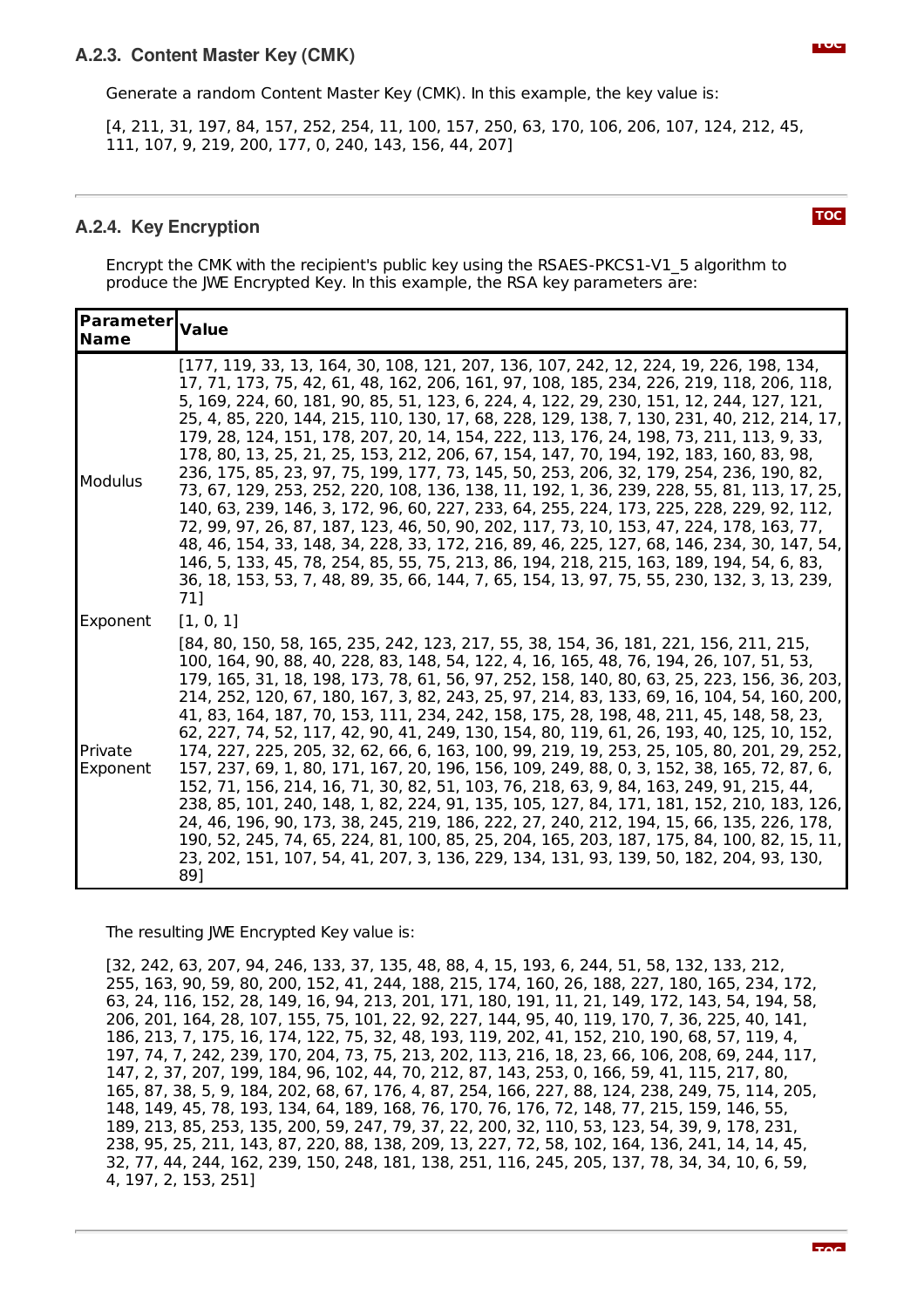### A.2.3. Content Master Key (CMK)

Generate a random Content Master Key (CMK). In this example, the key value is:

[4, 211, 31, 197, 84, 157, 252, 254, 11, 100, 157, 250, 63, 170, 106, 206, 107, 124, 212, 45, 111, 107, 9, 219, 200, 177, 0, 240, 143, 156, 44, 207]

### A.2.4. Key Encryption

Encrypt the CMK with the recipient's public key using the RSAES-PKCS1-V1_5 algorithm to produce the JWE Encrypted Key. In this example, the RSA key parameters are:

| Parameter Name | Value |
|---|---|
| Modulus | [177, 119, 33, 13, 164, 30, 108, 121, 207, 136, 107, 242, 12, 224, 19, 226, 198, 134, 17, 71, 173, 75, 42, 61, 48, 162, 206, 161, 97, 108, 185, 234, 226, 219, 118, 206, 118, 5, 169, 224, 60, 181, 90, 85, 51, 123, 6, 224, 4, 122, 29, 230, 151, 12, 244, 127, 121, 25, 4, 85, 220, 144, 215, 110, 130, 17, 68, 228, 129, 138, 7, 130, 231, 40, 212, 214, 17, 179, 28, 124, 151, 178, 207, 20, 14, 154, 222, 113, 176, 24, 198, 73, 211, 113, 9, 33, 178, 80, 13, 25, 21, 25, 153, 212, 206, 67, 154, 147, 70, 194, 192, 183, 160, 83, 98, 236, 175, 85, 23, 97, 75, 199, 177, 73, 145, 50, 253, 206, 32, 179, 254, 236, 190, 82, 73, 67, 129, 253, 252, 220, 108, 136, 138, 11, 192, 1, 36, 239, 228, 55, 81, 113, 17, 25, 140, 63, 239, 146, 3, 172, 96, 60, 227, 233, 64, 255, 224, 173, 225, 228, 229, 92, 112, 72, 99, 97, 26, 87, 187, 123, 46, 50, 90, 202, 117, 73, 10, 153, 47, 224, 178, 163, 77, 48, 46, 154, 33, 148, 34, 228, 33, 172, 216, 89, 46, 225, 127, 68, 146, 234, 30, 147, 54, 146, 5, 133, 45, 78, 254, 85, 55, 75, 213, 86, 194, 218, 215, 163, 189, 194, 54, 6, 83, 36, 18, 153, 53, 7, 48, 89, 35, 66, 144, 7, 65, 154, 13, 97, 75, 55, 230, 132, 3, 13, 239, 71] |
| Exponent | [1, 0, 1] |
| Private Exponent | [84, 80, 150, 58, 165, 235, 242, 123, 217, 55, 38, 154, 36, 181, 221, 156, 211, 215, 100, 164, 90, 88, 40, 228, 83, 148, 54, 122, 4, 16, 165, 48, 76, 194, 26, 107, 51, 53, 179, 165, 31, 18, 198, 173, 78, 61, 56, 97, 252, 158, 140, 80, 63, 25, 223, 156, 36, 203, 214, 252, 120, 67, 180, 167, 3, 82, 243, 25, 97, 214, 83, 133, 69, 16, 104, 54, 160, 200, 41, 83, 164, 187, 70, 153, 111, 234, 242, 158, 175, 28, 198, 48, 211, 45, 148, 58, 23, 62, 227, 74, 52, 117, 42, 90, 41, 249, 130, 154, 80, 119, 61, 26, 193, 40, 125, 10, 152, 174, 227, 225, 205, 32, 62, 66, 6, 163, 100, 99, 219, 19, 253, 25, 105, 80, 201, 29, 252, 157, 237, 69, 1, 80, 171, 167, 20, 196, 156, 109, 249, 88, 0, 3, 152, 38, 165, 72, 87, 6, 152, 71, 156, 214, 16, 71, 30, 82, 51, 103, 76, 218, 63, 9, 84, 163, 249, 91, 215, 44, 238, 85, 101, 240, 148, 1, 82, 224, 91, 135, 105, 127, 84, 171, 181, 152, 210, 183, 126, 24, 46, 196, 90, 173, 38, 245, 219, 186, 222, 27, 240, 212, 194, 15, 66, 135, 226, 178, 190, 52, 245, 74, 65, 224, 81, 100, 85, 25, 204, 165, 203, 187, 175, 84, 100, 82, 15, 11, 23, 202, 151, 107, 54, 41, 207, 3, 136, 229, 134, 131, 93, 139, 50, 182, 204, 93, 130, 89] |

The resulting JWE Encrypted Key value is:

[32, 242, 63, 207, 94, 246, 133, 37, 135, 48, 88, 4, 15, 193, 6, 244, 51, 58, 132, 133, 212, 255, 163, 90, 59, 80, 200, 152, 41, 244, 188, 215, 174, 160, 26, 188, 227, 180, 165, 234, 172, 63, 24, 116, 152, 28, 149, 16, 94, 213, 201, 171, 180, 191, 11, 21, 149, 172, 143, 54, 194, 58, 206, 201, 164, 28, 107, 155, 75, 101, 22, 92, 227, 144, 95, 40, 119, 170, 7, 36, 225, 40, 141, 186, 213, 7, 175, 16, 174, 122, 75, 32, 48, 193, 119, 202, 41, 152, 210, 190, 68, 57, 119, 4, 197, 74, 7, 242, 239, 170, 204, 73, 75, 213, 202, 113, 216, 18, 23, 66, 106, 208, 69, 244, 117, 147, 2, 37, 207, 199, 184, 96, 102, 44, 70, 212, 87, 143, 253, 0, 166, 59, 41, 115, 217, 80, 165, 87, 38, 5, 9, 184, 202, 68, 67, 176, 4, 87, 254, 166, 227, 88, 124, 238, 249, 75, 114, 205, 148, 149, 45, 78, 193, 134, 64, 189, 168, 76, 170, 76, 176, 72, 148, 77, 215, 159, 146, 55, 189, 213, 85, 253, 135, 200, 59, 247, 79, 37, 22, 200, 32, 110, 53, 123, 54, 39, 9, 178, 231, 238, 95, 25, 211, 143, 87, 220, 88, 138, 209, 13, 227, 72, 58, 102, 164, 136, 241, 14, 14, 45, 32, 77, 44, 244, 162, 239, 150, 248, 181, 138, 251, 116, 245, 205, 137, 78, 34, 34, 10, 6, 59, 4, 197, 2, 153, 251]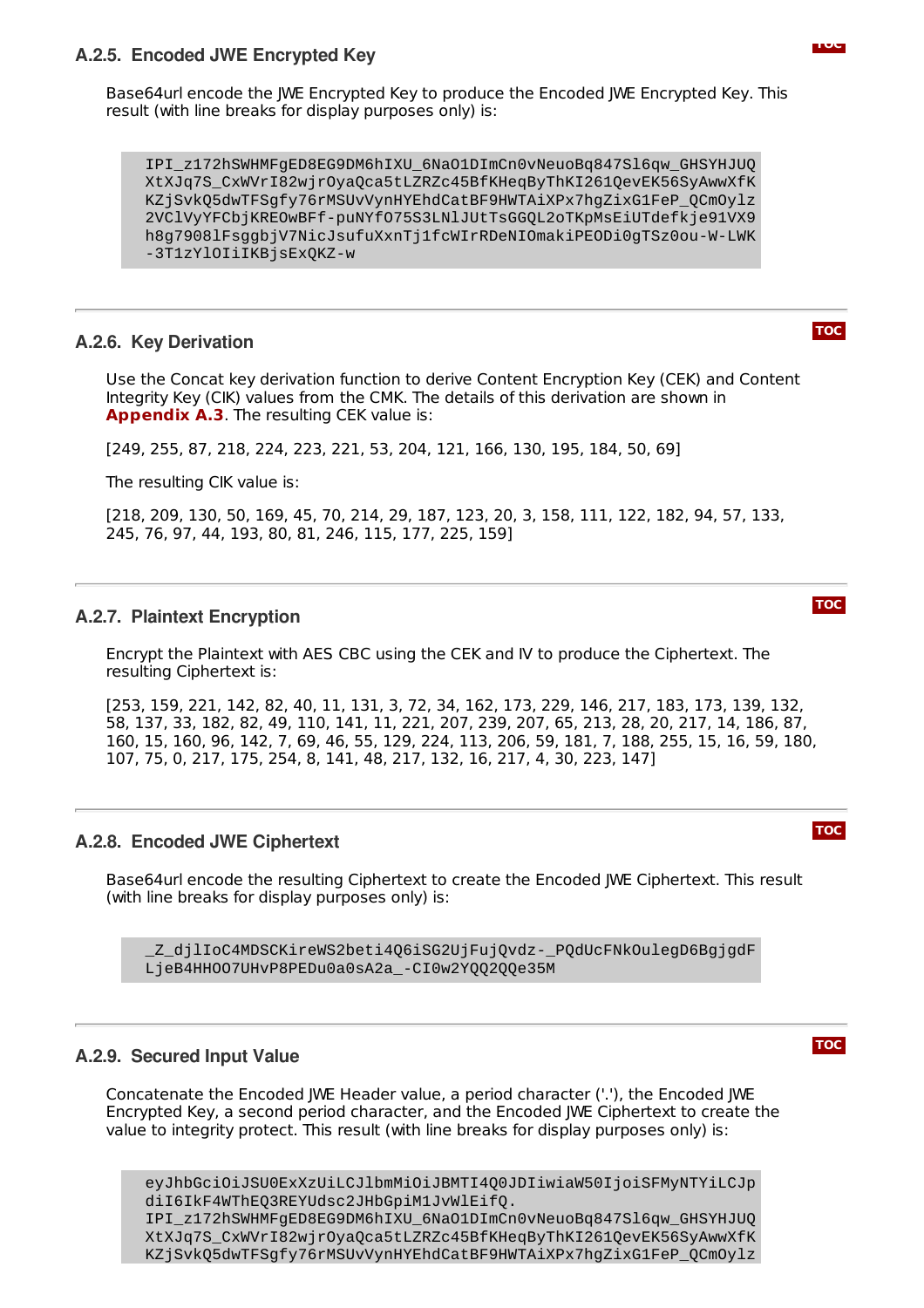### A.2.5. Encoded JWE Encrypted Key

Base64url encode the JWE Encrypted Key to produce the Encoded JWE Encrypted Key. This result (with line breaks for display purposes only) is:

```
IPI_z172hSWHMFgED8EG9DM6hIXU_6NaO1DImCn0vNeuoBq847Sl6qw_GHSYHJUQ
XtXJq7S_CxWVrI82wjrOyaQca5tLZRZc45BfKHeqByThKI261QevEK56SyAwwXfK
KZjSvkQ5dwTFSgfy76rMSUvVynHYEhdCatBF9HWTAiXPx7hgZixG1FeP_QCmOylz
2VClVyYFCbjKREOwBFf-puNYfO75S3LNlJUtTsGGQL2oTKpMsEiUTdefkje91VX9
h8g7908lFsggbjV7NicJsufuXxnTj1fcWIrRDeNIOmakiPEODi0gTSz0ou-W-LWK
-3T1zYlOIiIKBjsExQKZ-w
```

### A.2.6. Key Derivation

Use the Concat key derivation function to derive Content Encryption Key (CEK) and Content Integrity Key (CIK) values from the CMK. The details of this derivation are shown in **Appendix A.3**. The resulting CEK value is:

[249, 255, 87, 218, 224, 223, 221, 53, 204, 121, 166, 130, 195, 184, 50, 69]

The resulting CIK value is:

[218, 209, 130, 50, 169, 45, 70, 214, 29, 187, 123, 20, 3, 158, 111, 122, 182, 94, 57, 133, 245, 76, 97, 44, 193, 80, 81, 246, 115, 177, 225, 159]

### A.2.7. Plaintext Encryption

Encrypt the Plaintext with AES CBC using the CEK and IV to produce the Ciphertext. The resulting Ciphertext is:

[253, 159, 221, 142, 82, 40, 11, 131, 3, 72, 34, 162, 173, 229, 146, 217, 183, 173, 139, 132, 58, 137, 33, 182, 82, 49, 110, 141, 11, 221, 207, 239, 207, 65, 213, 28, 20, 217, 14, 186, 87, 160, 15, 160, 96, 142, 7, 69, 46, 55, 129, 224, 113, 206, 59, 181, 7, 188, 255, 15, 16, 59, 180, 107, 75, 0, 217, 175, 254, 8, 141, 48, 217, 132, 16, 217, 4, 30, 223, 147]

### A.2.8. Encoded JWE Ciphertext

Base64url encode the resulting Ciphertext to create the Encoded JWE Ciphertext. This result (with line breaks for display purposes only) is:

```
_Z_djlIoC4MDSCKireWS2beti4Q6iSG2UjFujQvdz-_PQdUcFNkOulegD6BgjgdF
LjeB4HHOO7UHvP8PEDu0a0sA2a_-CI0w2YQQ2QQe35M
```

### A.2.9. Secured Input Value

Concatenate the Encoded JWE Header value, a period character ('.'), the Encoded JWE Encrypted Key, a second period character, and the Encoded JWE Ciphertext to create the value to integrity protect. This result (with line breaks for display purposes only) is:

```
eyJhbGciOiJSU0ExXzUiLCJlbmMiOiJBMTI4Q0JDIiwiaW50IjoiSFMyNTYiLCJp
diI6IkF4WThEQ3REYUdsc2JHbGpiM1JvWlEifQ.
IPI_z172hSWHMFgED8EG9DM6hIXU_6NaO1DImCn0vNeuoBq847Sl6qw_GHSYHJUQ
XtXJq7S_CxWVrI82wjrOyaQca5tLZRZc45BfKHeqByThKI261QevEK56SyAwwXfK
KZjSvkQ5dwTFSgfy76rMSUvVynHYEhdCatBF9HWTAiXPx7hgZixG1FeP_QCmOylz
```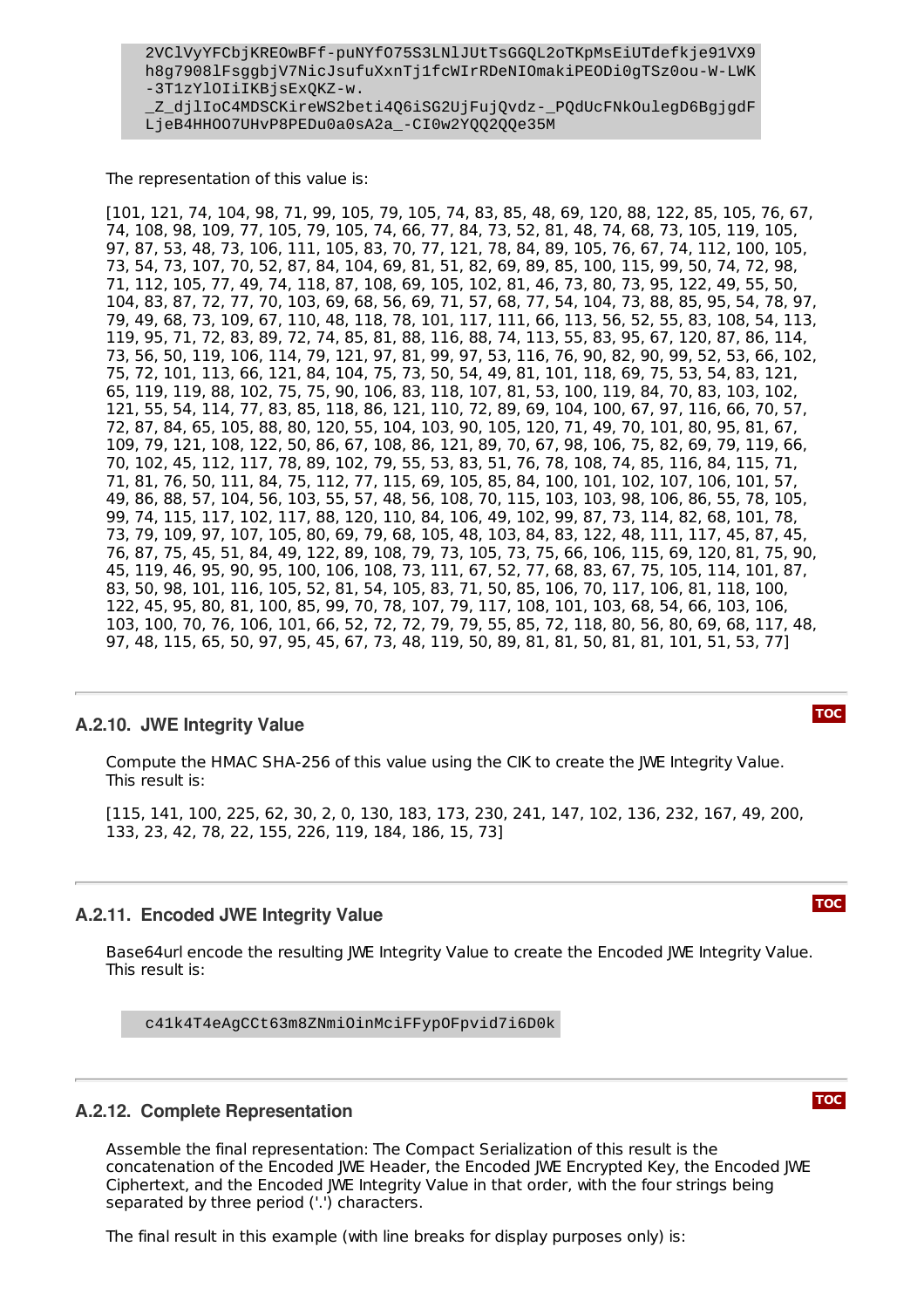```
2VClVyYFCbjKREOwBFf-puNYfO75S3LNlJUtTsGGQL2oTKpMsEiUTdefkje91VX9
h8g7908lFsggbjV7NicJsufuXxnTj1fcWIrRDeNIOmakiPEODi0gTSz0ou-W-LWK
-3T1zYlOIiIKBjsExQKZ-w.
_Z_djlIoC4MDSCKireWS2beti4Q6iSG2UjFujQvdz-_PQdUcFNkOulegD6BgjgdF
LjeB4HHOO7UHvP8PEDu0a0sA2a_-CI0w2YQQ2QQe35M
```

The representation of this value is:

[101, 121, 74, 104, 98, 71, 99, 105, 79, 105, 74, 83, 85, 48, 69, 120, 88, 122, 85, 105, 76, 67, 74, 108, 98, 109, 77, 105, 79, 105, 74, 66, 77, 84, 73, 52, 81, 48, 74, 68, 73, 105, 119, 105, 97, 87, 53, 48, 73, 106, 111, 105, 83, 70, 77, 121, 78, 84, 89, 105, 76, 67, 74, 112, 100, 105, 73, 54, 73, 107, 70, 52, 87, 84, 104, 69, 81, 51, 82, 69, 89, 85, 100, 115, 99, 50, 74, 72, 98, 71, 112, 105, 77, 49, 74, 118, 87, 108, 69, 105, 102, 81, 46, 73, 80, 73, 95, 122, 49, 55, 50, 104, 83, 87, 72, 77, 70, 103, 69, 68, 56, 69, 71, 57, 68, 77, 54, 104, 73, 88, 85, 95, 54, 78, 97, 79, 49, 68, 73, 109, 67, 110, 48, 118, 78, 101, 117, 111, 66, 113, 56, 52, 56, 55, 55, 83, 108, 54, 113, 119, 95, 71, 72, 83, 89, 72, 74, 85, 81, 88, 116, 88, 74, 113, 55, 83, 95, 67, 120, 87, 86, 114, 73, 56, 50, 119, 106, 114, 79, 121, 97, 81, 99, 97, 53, 116, 76, 90, 82, 90, 99, 52, 53, 66, 102, 75, 72, 101, 113, 66, 121, 84, 104, 75, 73, 50, 54, 49, 101, 118, 69, 75, 53, 53, 54, 121, 65, 119, 119, 88, 102, 75, 75, 90, 106, 83, 118, 107, 81, 53, 100, 119, 84, 70, 83, 103, 102, 121, 55, 54, 114, 77, 83, 85, 118, 86, 121, 110, 72, 89, 69, 104, 100, 67, 97, 116, 66, 70, 57, 72, 87, 84, 65, 105, 88, 80, 120, 55, 104, 103, 90, 105, 120, 71, 49, 70, 101, 80, 95, 81, 67, 109, 79, 121, 108, 122, 50, 86, 108, 78, 120, 110, 84, 106, 49, 102, 99, 87, 73, 114, 82, 68, 101, 78, 73, 79, 109, 97, 107, 105, 80, 69, 79, 68, 105, 48, 103, 84, 83, 122, 48, 111, 117, 45, 87, 45, 76, 87, 75, 45, 51, 84, 49, 122, 89, 108, 79, 73, 105, 73, 75, 66, 106, 115, 69, 120, 81, 75, 90, 45, 119, 46, 95, 90, 95, 100, 106, 108, 73, 111, 67, 52, 77, 68, 83, 67, 75, 105, 114, 101, 87, 83, 50, 98, 101, 116, 105, 52, 81, 54, 105, 83, 71, 50, 85, 106, 70, 117, 106, 81, 118, 100, 122, 45, 95, 80, 81, 100, 85, 99, 70, 78, 107, 79, 117, 108, 101, 103, 68, 54, 66, 103, 106, 103, 100, 70, 76, 106, 101, 66, 52, 72, 72, 79, 79, 55, 85, 72, 118, 80, 56, 80, 69, 68, 117, 48, 97, 48, 115, 65, 50, 97, 95, 45, 67, 73, 48, 119, 50, 89, 81, 81, 50, 81, 81, 101, 51, 53, 77]

## A.2.10. JWE Integrity Value

Compute the HMAC SHA-256 of this value using the CIK to create the JWE Integrity Value. This result is:

[115, 141, 100, 225, 62, 30, 2, 0, 130, 183, 173, 230, 241, 147, 102, 136, 232, 167, 49, 200, 133, 23, 42, 78, 22, 155, 226, 119, 184, 186, 15, 73]

## A.2.11. Encoded JWE Integrity Value

Base64url encode the resulting JWE Integrity Value to create the Encoded JWE Integrity Value. This result is:

```
c41k4T4eAgCCt63m8ZNmiOinMciFFypOFpvid7i6D0k
```

## A.2.12. Complete Representation

Assemble the final representation: The Compact Serialization of this result is the concatenation of the Encoded JWE Header, the Encoded JWE Encrypted Key, the Encoded JWE Ciphertext, and the Encoded JWE Integrity Value in that order, with the four strings being separated by three period ('.') characters.

The final result in this example (with line breaks for display purposes only) is: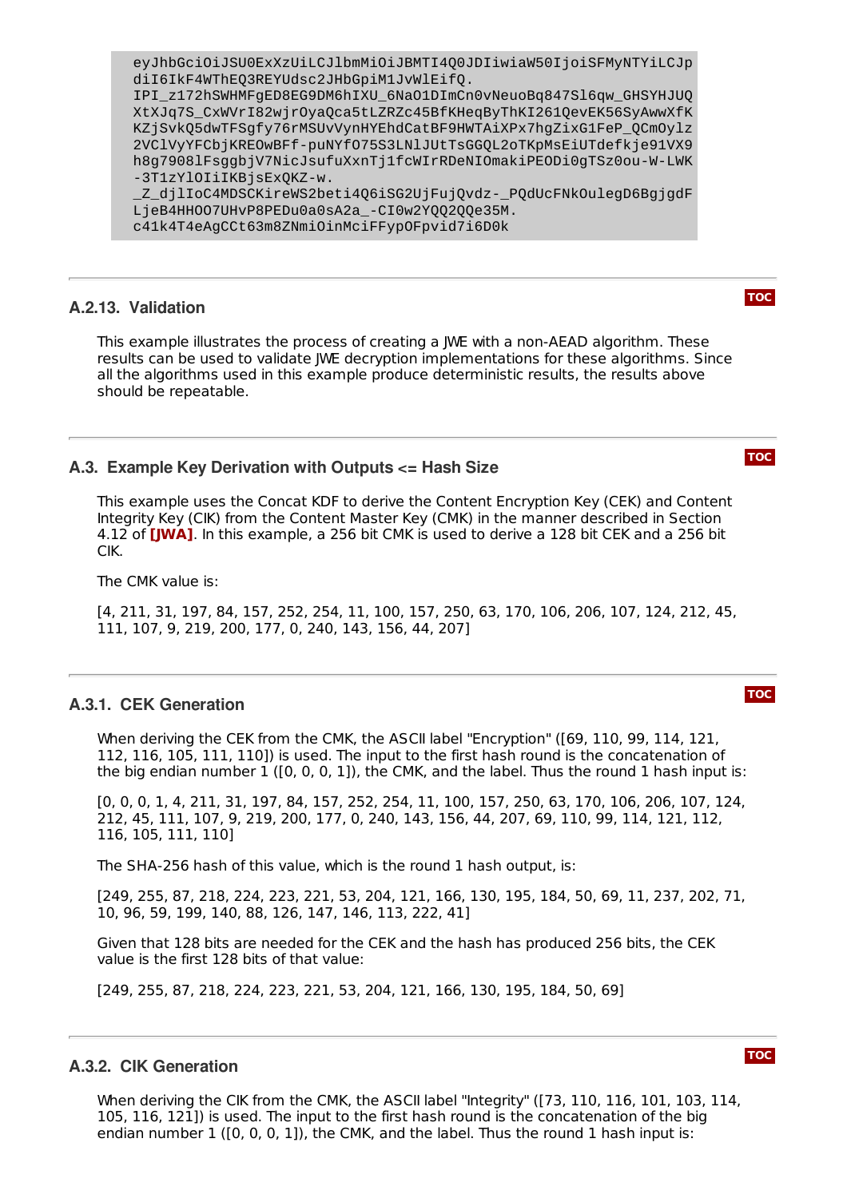```
eyJhbGciOiJSU0ExXzUiLCJlbmMiOiJBMTI4Q0JDIiwiaW50IjoiSFMyNTYiLCJp
diI6IkF4WThEQ3REYUdsc2JHbGpiM1JvWlEifQ.
IPI_z172hSWHMFgED8EG9DM6hIXU_6NaO1DImCn0vNeuoBq847Sl6qw_GHSYHJUQ
XtXJq7S_CxWVrI82wjrOyaQca5tLZRZc45BfKHeqByThKI261QevEK56SyAwwXfK
KZjSvkQ5dwTFSgfy76rMSUvVynHYEhdCatBF9HWTAiXPx7hgZixG1FeP_QCmOylz
2VClVyYFCbjKREOwBFf-puNYfO75S3LNlJUtTsGGQL2oTKpMsEiUTdefkje91VX9
h8g7908lFsggbjV7NicJsufuXxnTj1fcWIrRDeNIOmakiPEODi0gTSz0ou-W-LWK
-3T1zYlOIiIKBjsExQKZ-w.
_Z_djlIoC4MDSCKireWS2beti4Q6iSG2UjFujQvdz-_PQdUcFNkOulegD6BgjgdF
LjeB4HHOO7UHvP8PEDu0a0sA2a_-CI0w2YQQ2QQe35M.
c41k4T4eAgCCt63m8ZNmiOinMciFFypOFpvid7i6D0k
```

### A.2.13. Validation

This example illustrates the process of creating a JWE with a non-AEAD algorithm. These results can be used to validate JWE decryption implementations for these algorithms. Since all the algorithms used in this example produce deterministic results, the results above should be repeatable.

## A.3. Example Key Derivation with Outputs <= Hash Size

This example uses the Concat KDF to derive the Content Encryption Key (CEK) and Content Integrity Key (CIK) from the Content Master Key (CMK) in the manner described in Section 4.12 of **[JWA]**. In this example, a 256 bit CMK is used to derive a 128 bit CEK and a 256 bit CIK.

The CMK value is:

[4, 211, 31, 197, 84, 157, 252, 254, 11, 100, 157, 250, 63, 170, 106, 206, 107, 124, 212, 45, 111, 107, 9, 219, 200, 177, 0, 240, 143, 156, 44, 207]

### A.3.1. CEK Generation

When deriving the CEK from the CMK, the ASCII label "Encryption" ([69, 110, 99, 114, 121, 112, 116, 105, 111, 110]) is used. The input to the first hash round is the concatenation of the big endian number 1 ([0, 0, 0, 1]), the CMK, and the label. Thus the round 1 hash input is:

[0, 0, 0, 1, 4, 211, 31, 197, 84, 157, 252, 254, 11, 100, 157, 250, 63, 170, 106, 206, 107, 124, 212, 45, 111, 107, 9, 219, 200, 177, 0, 240, 143, 156, 44, 207, 69, 110, 99, 114, 121, 112, 116, 105, 111, 110]

The SHA-256 hash of this value, which is the round 1 hash output, is:

[249, 255, 87, 218, 224, 223, 221, 53, 204, 121, 166, 130, 195, 184, 50, 69, 11, 237, 202, 71, 10, 96, 59, 199, 140, 88, 126, 147, 146, 113, 222, 41]

Given that 128 bits are needed for the CEK and the hash has produced 256 bits, the CEK value is the first 128 bits of that value:

[249, 255, 87, 218, 224, 223, 221, 53, 204, 121, 166, 130, 195, 184, 50, 69]

### A.3.2. CIK Generation

When deriving the CIK from the CMK, the ASCII label "Integrity" ([73, 110, 116, 101, 103, 114, 105, 116, 121]) is used. The input to the first hash round is the concatenation of the big endian number 1 ([0, 0, 0, 1]), the CMK, and the label. Thus the round 1 hash input is: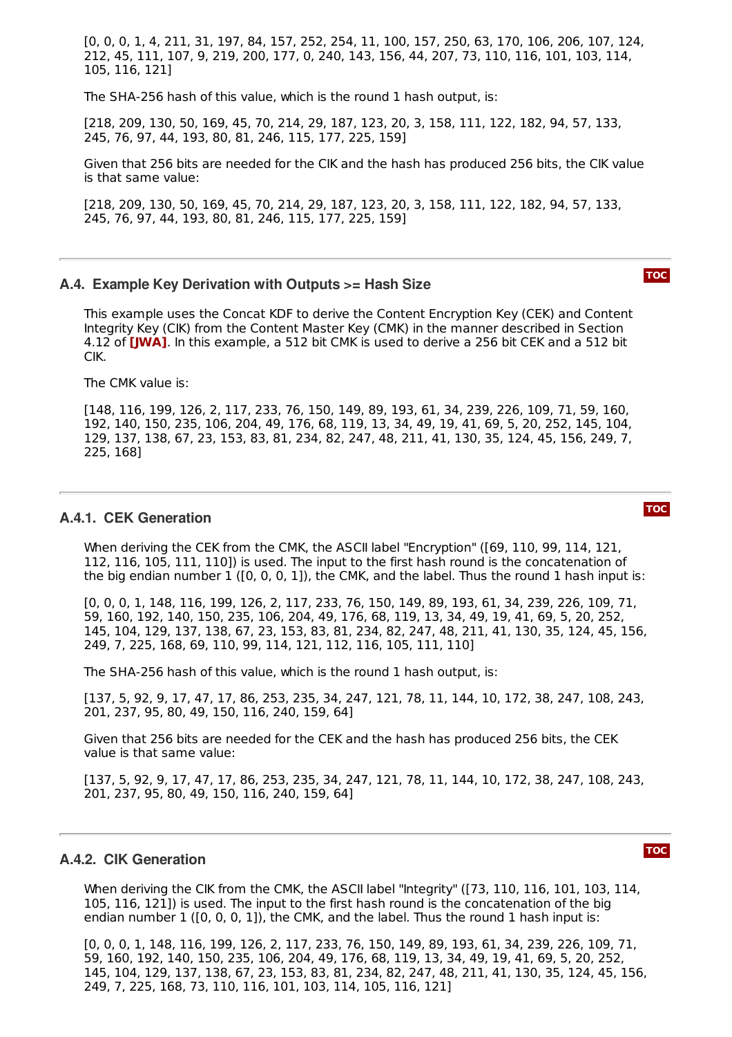[0, 0, 0, 1, 4, 211, 31, 197, 84, 157, 252, 254, 11, 100, 157, 250, 63, 170, 106, 206, 107, 124, 212, 45, 111, 107, 9, 219, 200, 177, 0, 240, 143, 156, 44, 207, 73, 110, 116, 101, 103, 114, 105, 116, 121]

The SHA-256 hash of this value, which is the round 1 hash output, is:

[218, 209, 130, 50, 169, 45, 70, 214, 29, 187, 123, 20, 3, 158, 111, 122, 182, 94, 57, 133, 245, 76, 97, 44, 193, 80, 81, 246, 115, 177, 225, 159]

Given that 256 bits are needed for the CIK and the hash has produced 256 bits, the CIK value is that same value:

[218, 209, 130, 50, 169, 45, 70, 214, 29, 187, 123, 20, 3, 158, 111, 122, 182, 94, 57, 133, 245, 76, 97, 44, 193, 80, 81, 246, 115, 177, 225, 159]

### A.4. Example Key Derivation with Outputs >= Hash Size

This example uses the Concat KDF to derive the Content Encryption Key (CEK) and Content Integrity Key (CIK) from the Content Master Key (CMK) in the manner described in Section 4.12 of **[JWA]**. In this example, a 512 bit CMK is used to derive a 256 bit CEK and a 512 bit CIK.

The CMK value is:

[148, 116, 199, 126, 2, 117, 233, 76, 150, 149, 89, 193, 61, 34, 239, 226, 109, 71, 59, 160, 192, 140, 150, 235, 106, 204, 49, 176, 68, 119, 13, 34, 49, 19, 41, 69, 5, 20, 252, 145, 104, 129, 137, 138, 67, 23, 153, 83, 81, 234, 82, 247, 48, 211, 41, 130, 35, 124, 45, 156, 249, 7, 225, 168]

#### A.4.1. CEK Generation

When deriving the CEK from the CMK, the ASCII label "Encryption" ([69, 110, 99, 114, 121, 112, 116, 105, 111, 110]) is used. The input to the first hash round is the concatenation of the big endian number 1 ([0, 0, 0, 1]), the CMK, and the label. Thus the round 1 hash input is:

[0, 0, 0, 1, 148, 116, 199, 126, 2, 117, 233, 76, 150, 149, 89, 193, 61, 34, 239, 226, 109, 71, 59, 160, 192, 140, 150, 235, 106, 204, 49, 176, 68, 119, 13, 34, 49, 19, 41, 69, 5, 20, 252, 145, 104, 129, 137, 138, 67, 23, 153, 83, 81, 234, 82, 247, 48, 211, 41, 130, 35, 124, 45, 156, 249, 7, 225, 168, 69, 110, 99, 114, 121, 112, 116, 105, 111, 110]

The SHA-256 hash of this value, which is the round 1 hash output, is:

[137, 5, 92, 9, 17, 47, 17, 86, 253, 235, 34, 247, 121, 78, 11, 144, 10, 172, 38, 247, 108, 243, 201, 237, 95, 80, 49, 150, 116, 240, 159, 64]

Given that 256 bits are needed for the CEK and the hash has produced 256 bits, the CEK value is that same value:

[137, 5, 92, 9, 17, 47, 17, 86, 253, 235, 34, 247, 121, 78, 11, 144, 10, 172, 38, 247, 108, 243, 201, 237, 95, 80, 49, 150, 116, 240, 159, 64]

#### A.4.2. CIK Generation

When deriving the CIK from the CMK, the ASCII label "Integrity" ([73, 110, 116, 101, 103, 114, 105, 116, 121]) is used. The input to the first hash round is the concatenation of the big endian number 1 ([0, 0, 0, 1]), the CMK, and the label. Thus the round 1 hash input is:

[0, 0, 0, 1, 148, 116, 199, 126, 2, 117, 233, 76, 150, 149, 89, 193, 61, 34, 239, 226, 109, 71, 59, 160, 192, 140, 150, 235, 106, 204, 49, 176, 68, 119, 13, 34, 49, 19, 41, 69, 5, 20, 252, 145, 104, 129, 137, 138, 67, 23, 153, 83, 81, 234, 82, 247, 48, 211, 41, 130, 35, 124, 45, 156, 249, 7, 225, 168, 73, 110, 116, 101, 103, 114, 105, 116, 121]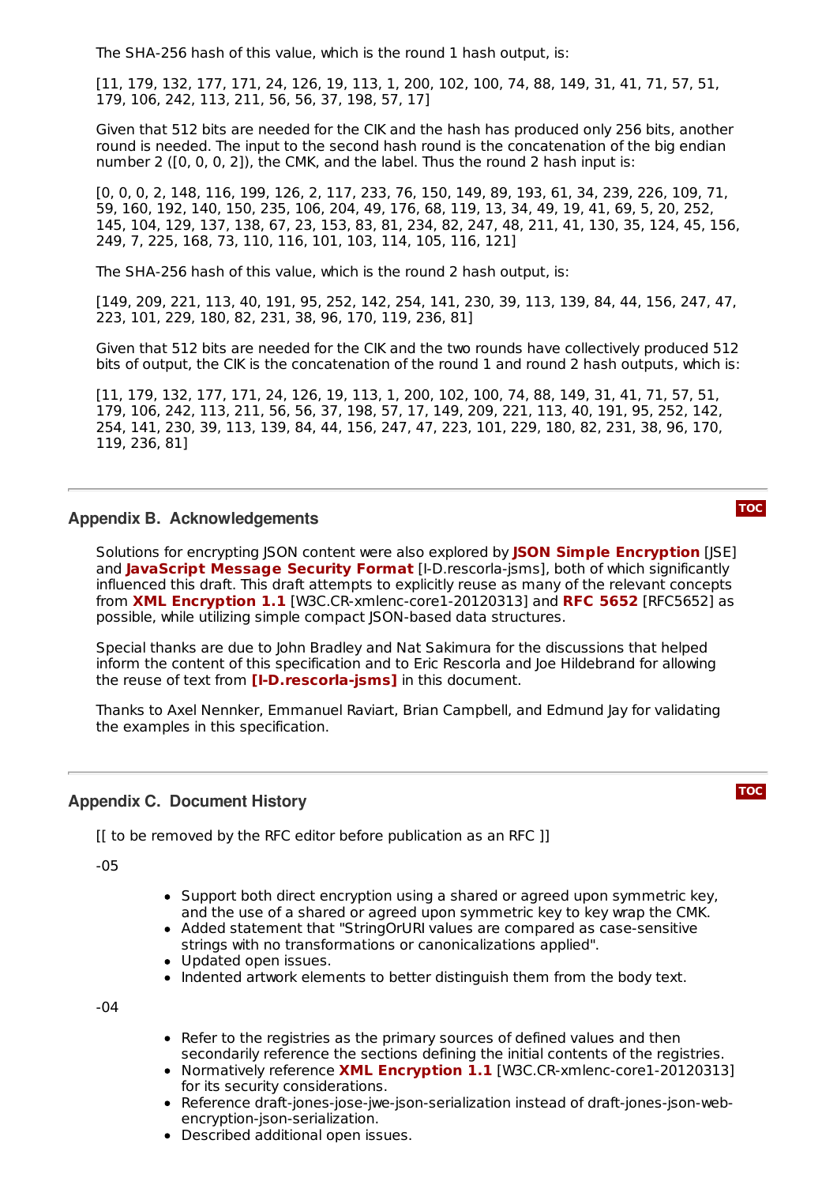The SHA-256 hash of this value, which is the round 1 hash output, is:

[11, 179, 132, 177, 171, 24, 126, 19, 113, 1, 200, 102, 100, 74, 88, 149, 31, 41, 71, 57, 51, 179, 106, 242, 113, 211, 56, 56, 37, 198, 57, 17]

Given that 512 bits are needed for the CIK and the hash has produced only 256 bits, another round is needed. The input to the second hash round is the concatenation of the big endian number 2 ([0, 0, 0, 2]), the CMK, and the label. Thus the round 2 hash input is:

[0, 0, 0, 2, 148, 116, 199, 126, 2, 117, 233, 76, 150, 149, 89, 193, 61, 34, 239, 226, 109, 71, 59, 160, 192, 140, 150, 235, 106, 204, 49, 176, 68, 119, 13, 34, 49, 19, 41, 69, 5, 20, 252, 145, 104, 129, 137, 138, 67, 23, 153, 83, 81, 234, 82, 247, 48, 211, 41, 130, 35, 124, 45, 156, 249, 7, 225, 168, 73, 110, 116, 101, 103, 114, 105, 116, 121]

The SHA-256 hash of this value, which is the round 2 hash output, is:

[149, 209, 221, 113, 40, 191, 95, 252, 142, 254, 141, 230, 39, 113, 139, 84, 44, 156, 247, 47, 223, 101, 229, 180, 82, 231, 38, 96, 170, 119, 236, 81]

Given that 512 bits are needed for the CIK and the two rounds have collectively produced 512 bits of output, the CIK is the concatenation of the round 1 and round 2 hash outputs, which is:

[11, 179, 132, 177, 171, 24, 126, 19, 113, 1, 200, 102, 100, 74, 88, 149, 31, 41, 71, 57, 51, 179, 106, 242, 113, 211, 56, 56, 37, 198, 57, 17, 149, 209, 221, 113, 40, 191, 95, 252, 142, 254, 141, 230, 39, 113, 139, 84, 44, 156, 247, 47, 223, 101, 229, 180, 82, 231, 38, 96, 170, 119, 236, 81]

## Appendix B. Acknowledgements

Solutions for encrypting JSON content were also explored by **JSON Simple Encryption** [JSE] and **JavaScript Message Security Format** [I-D.rescorla-jsms], both of which significantly influenced this draft. This draft attempts to explicitly reuse as many of the relevant concepts from **XML Encryption 1.1** [W3C.CR-xmlenc-core1-20120313] and **RFC 5652** [RFC5652] as possible, while utilizing simple compact JSON-based data structures.

Special thanks are due to John Bradley and Nat Sakimura for the discussions that helped inform the content of this specification and to Eric Rescorla and Joe Hildebrand for allowing the reuse of text from **[I-D.rescorla-jsms]** in this document.

Thanks to Axel Nennker, Emmanuel Raviart, Brian Campbell, and Edmund Jay for validating the examples in this specification.

## Appendix C. Document History

[[ to be removed by the RFC editor before publication as an RFC ]]

-05

- Support both direct encryption using a shared or agreed upon symmetric key, and the use of a shared or agreed upon symmetric key to key wrap the CMK.
- Added statement that "StringOrURI values are compared as case-sensitive strings with no transformations or canonicalizations applied".
- Updated open issues.
- Indented artwork elements to better distinguish them from the body text.

-04

- Refer to the registries as the primary sources of defined values and then secondarily reference the sections defining the initial contents of the registries.
- Normatively reference **XML Encryption 1.1** [W3C.CR-xmlenc-core1-20120313] for its security considerations.
- Reference draft-jones-jose-jwe-json-serialization instead of draft-jones-json-web-encryption-json-serialization.
- Described additional open issues.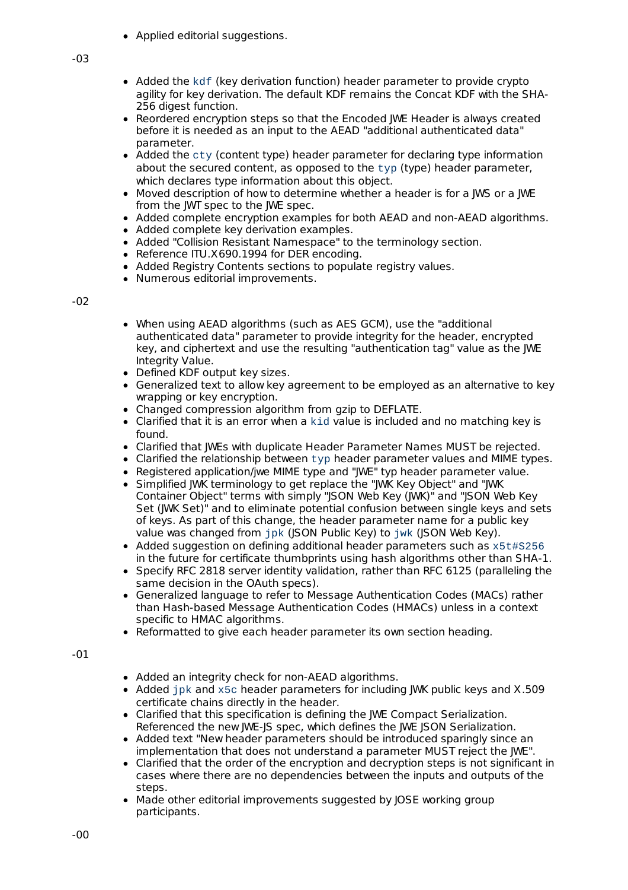- Applied editorial suggestions.

-03

- Added the `kdf` (key derivation function) header parameter to provide crypto agility for key derivation. The default KDF remains the Concat KDF with the SHA-256 digest function.
- Reordered encryption steps so that the Encoded JWE Header is always created before it is needed as an input to the AEAD "additional authenticated data" parameter.
- Added the `cty` (content type) header parameter for declaring type information about the secured content, as opposed to the `typ` (type) header parameter, which declares type information about this object.
- Moved description of how to determine whether a header is for a JWS or a JWE from the JWT spec to the JWE spec.
- Added complete encryption examples for both AEAD and non-AEAD algorithms.
- Added complete key derivation examples.
- Added "Collision Resistant Namespace" to the terminology section.
- Reference ITU.X690.1994 for DER encoding.
- Added Registry Contents sections to populate registry values.
- Numerous editorial improvements.

-02

- When using AEAD algorithms (such as AES GCM), use the "additional authenticated data" parameter to provide integrity for the header, encrypted key, and ciphertext and use the resulting "authentication tag" value as the JWE Integrity Value.
- Defined KDF output key sizes.
- Generalized text to allow key agreement to be employed as an alternative to key wrapping or key encryption.
- Changed compression algorithm from gzip to DEFLATE.
- Clarified that it is an error when a `kid` value is included and no matching key is found.
- Clarified that JWEs with duplicate Header Parameter Names MUST be rejected.
- Clarified the relationship between `typ` header parameter values and MIME types.
- Registered application/jwe MIME type and "JWE" typ header parameter value.
- Simplified JWK terminology to get replace the "JWK Key Object" and "JWK Container Object" terms with simply "JSON Web Key (JWK)" and "JSON Web Key Set (JWK Set)" and to eliminate potential confusion between single keys and sets of keys. As part of this change, the header parameter name for a public key value was changed from `jpk` (JSON Public Key) to `jwk` (JSON Web Key).
- Added suggestion on defining additional header parameters such as `x5t#S256` in the future for certificate thumbprints using hash algorithms other than SHA-1.
- Specify RFC 2818 server identity validation, rather than RFC 6125 (paralleling the same decision in the OAuth specs).
- Generalized language to refer to Message Authentication Codes (MACs) rather than Hash-based Message Authentication Codes (HMACs) unless in a context specific to HMAC algorithms.
- Reformatted to give each header parameter its own section heading.

-01

- Added an integrity check for non-AEAD algorithms.
- Added `jpk` and `x5c` header parameters for including JWK public keys and X.509 certificate chains directly in the header.
- Clarified that this specification is defining the JWE Compact Serialization. Referenced the new JWE-JS spec, which defines the JWE JSON Serialization.
- Added text "New header parameters should be introduced sparingly since an implementation that does not understand a parameter MUST reject the JWE".
- Clarified that the order of the encryption and decryption steps is not significant in cases where there are no dependencies between the inputs and outputs of the steps.
- Made other editorial improvements suggested by JOSE working group participants.

-00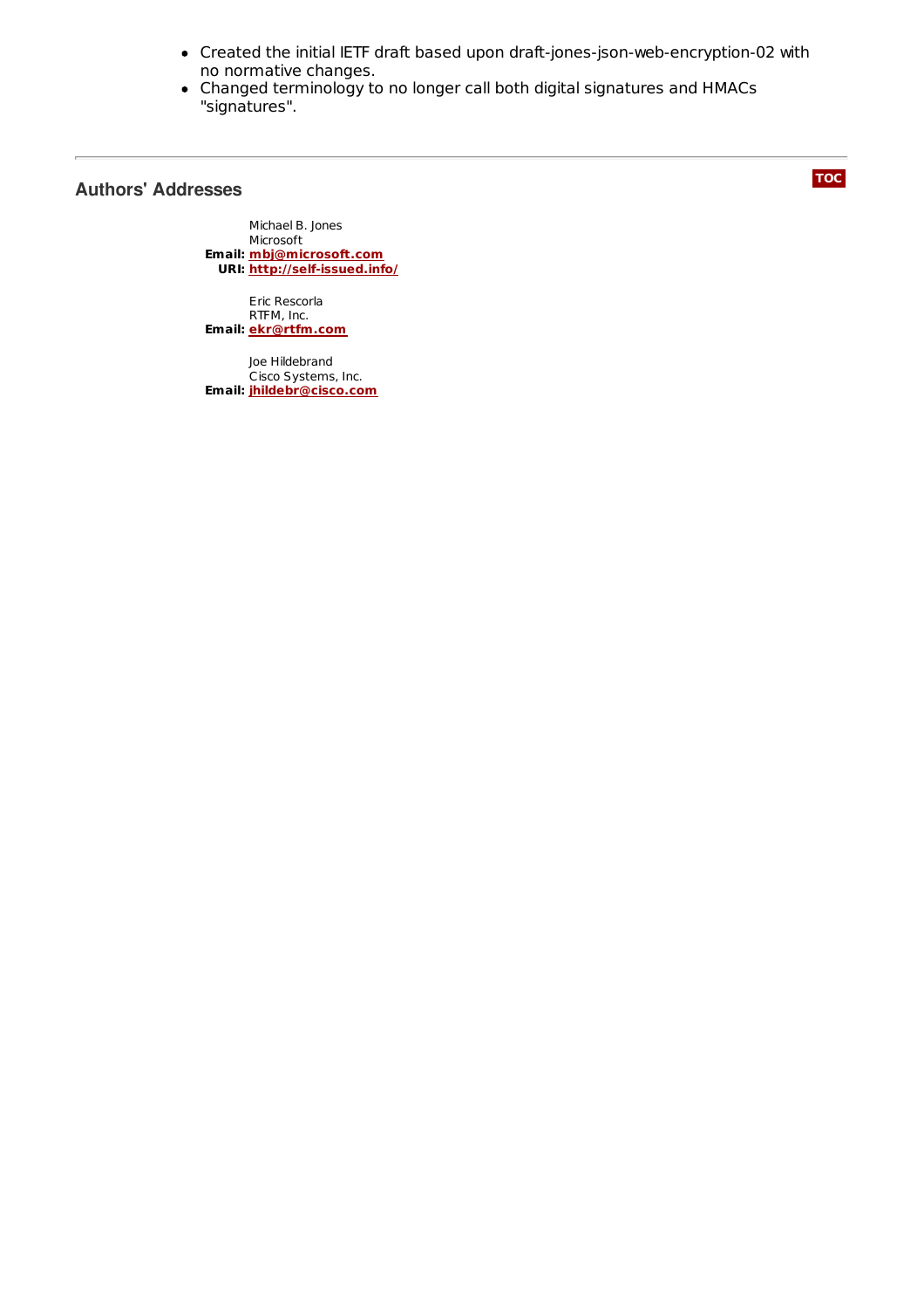- Created the initial IETF draft based upon draft-jones-json-web-encryption-02 with no normative changes.
- Changed terminology to no longer call both digital signatures and HMACs "signatures".

---

## Authors' Addresses

Michael B. Jones
Microsoft
**Email:** mbj@microsoft.com
**URI:** http://self-issued.info/

Eric Rescorla
RTFM, Inc.
**Email:** ekr@rtfm.com

Joe Hildebrand
Cisco Systems, Inc.
**Email:** jhildebr@cisco.com